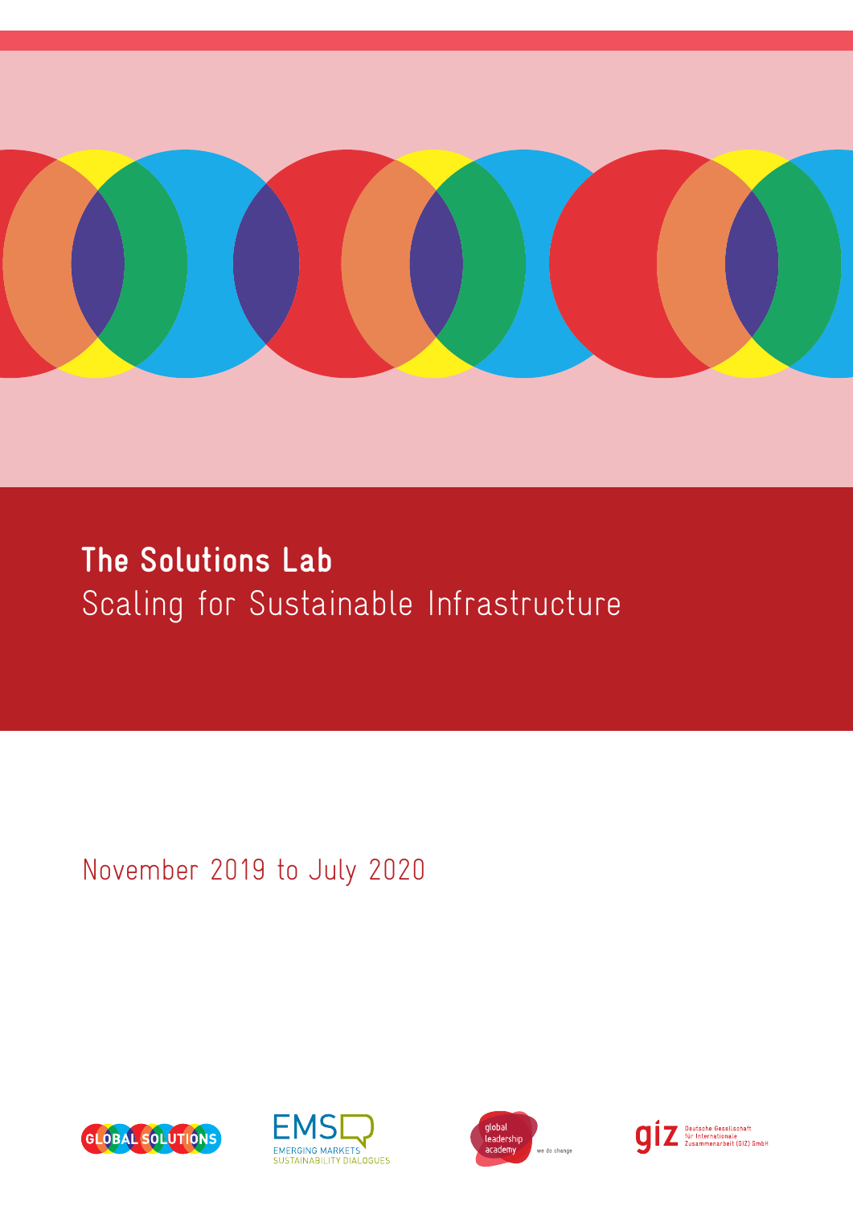# The Solutions Lab

## Scaling for Sustainable Infrastructure

November 2019 to July 2020

GLOBAL SOLUTIONS

EMS EMERGING MARKETS SUSTAINABILITY DIALOGUES

global leadership academy we do change

giz Deutsche Gesellschaft für Internationale Zusammenarbeit (GIZ) GmbH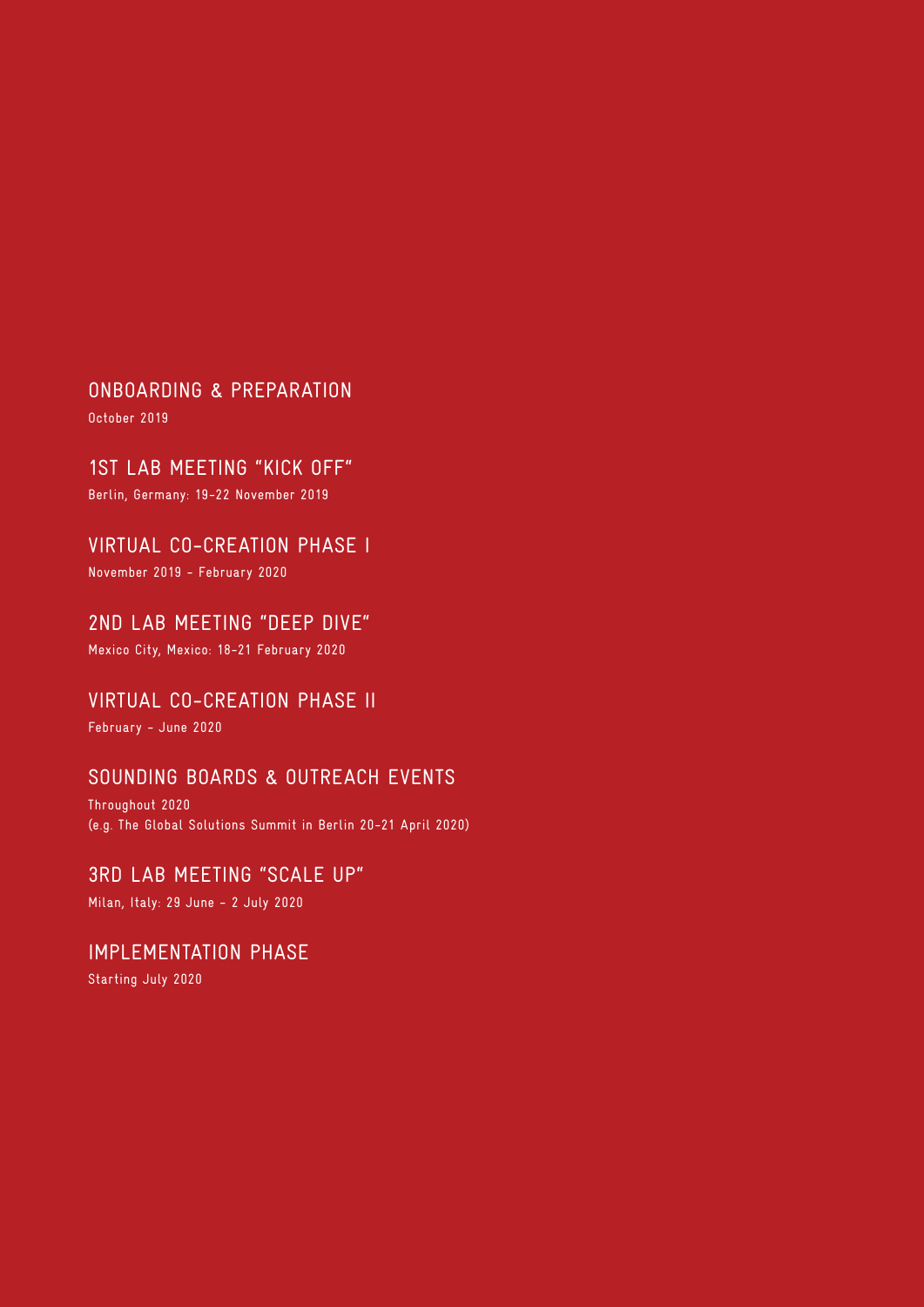## ONBOARDING & PREPARATION

October 2019

## 1ST LAB MEETING "KICK OFF"

Berlin, Germany: 19-22 November 2019

## VIRTUAL CO-CREATION PHASE I

November 2019 – February 2020

## 2ND LAB MEETING "DEEP DIVE"

Mexico City, Mexico: 18-21 February 2020

## VIRTUAL CO-CREATION PHASE II

February – June 2020

## SOUNDING BOARDS & OUTREACH EVENTS

Throughout 2020
(e.g. The Global Solutions Summit in Berlin 20-21 April 2020)

## 3RD LAB MEETING "SCALE UP"

Milan, Italy: 29 June – 2 July 2020

## IMPLEMENTATION PHASE

Starting July 2020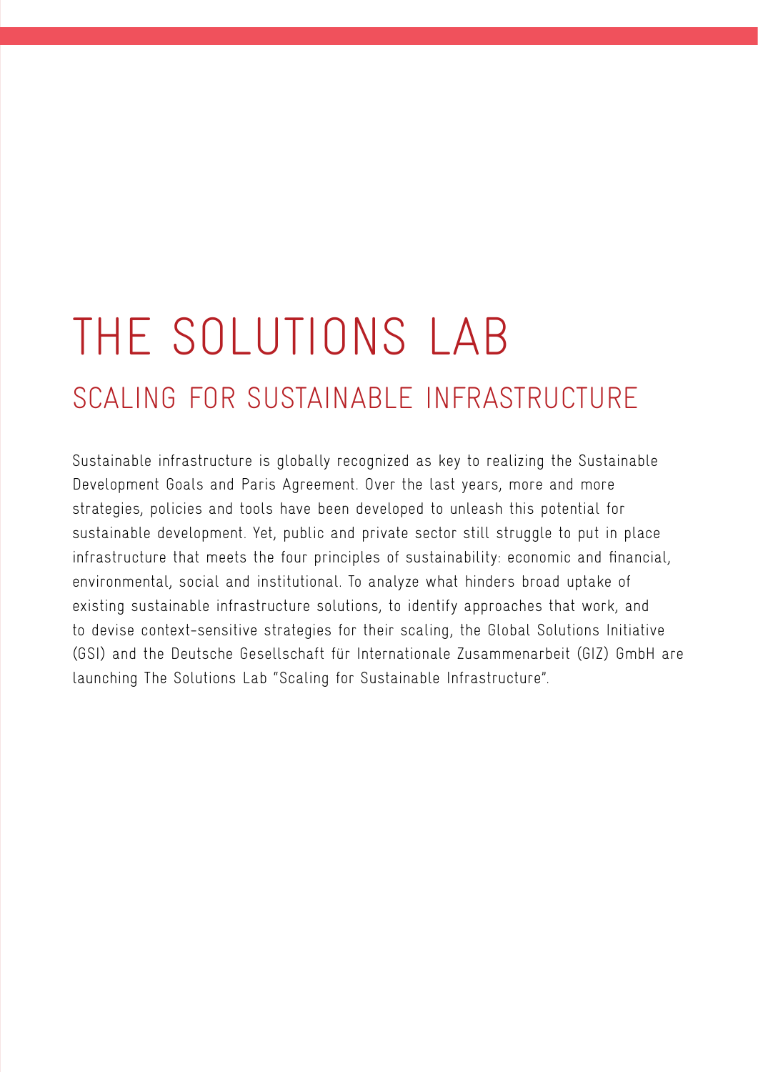# THE SOLUTIONS LAB

## SCALING FOR SUSTAINABLE INFRASTRUCTURE

Sustainable infrastructure is globally recognized as key to realizing the Sustainable Development Goals and Paris Agreement. Over the last years, more and more strategies, policies and tools have been developed to unleash this potential for sustainable development. Yet, public and private sector still struggle to put in place infrastructure that meets the four principles of sustainability: economic and financial, environmental, social and institutional. To analyze what hinders broad uptake of existing sustainable infrastructure solutions, to identify approaches that work, and to devise context-sensitive strategies for their scaling, the Global Solutions Initiative (GSI) and the Deutsche Gesellschaft für Internationale Zusammenarbeit (GIZ) GmbH are launching The Solutions Lab "Scaling for Sustainable Infrastructure".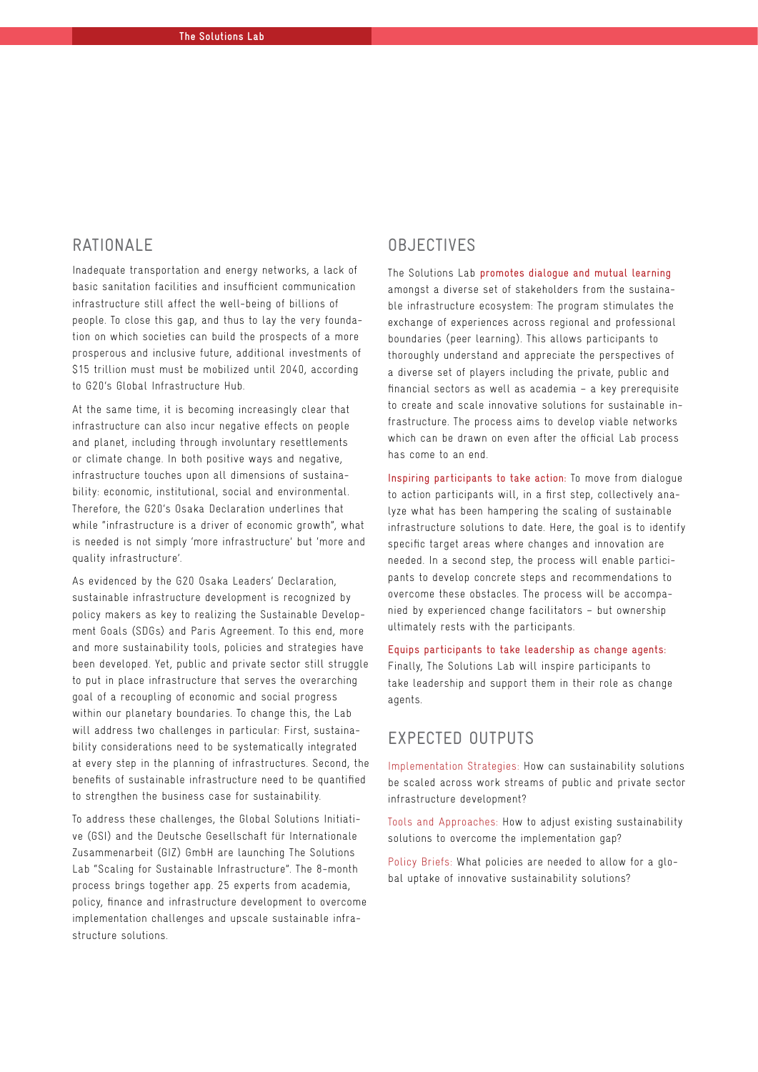## RATIONALE

Inadequate transportation and energy networks, a lack of basic sanitation facilities and insufficient communication infrastructure still affect the well-being of billions of people. To close this gap, and thus to lay the very foundation on which societies can build the prospects of a more prosperous and inclusive future, additional investments of $15 trillion must must be mobilized until 2040, according to G20's Global Infrastructure Hub.

At the same time, it is becoming increasingly clear that infrastructure can also incur negative effects on people and planet, including through involuntary resettlements or climate change. In both positive ways and negative, infrastructure touches upon all dimensions of sustainability: economic, institutional, social and environmental. Therefore, the G20's Osaka Declaration underlines that while "infrastructure is a driver of economic growth", what is needed is not simply 'more infrastructure' but 'more and quality infrastructure'.

As evidenced by the G20 Osaka Leaders' Declaration, sustainable infrastructure development is recognized by policy makers as key to realizing the Sustainable Development Goals (SDGs) and Paris Agreement. To this end, more and more sustainability tools, policies and strategies have been developed. Yet, public and private sector still struggle to put in place infrastructure that serves the overarching goal of a recoupling of economic and social progress within our planetary boundaries. To change this, the Lab will address two challenges in particular: First, sustainability considerations need to be systematically integrated at every step in the planning of infrastructures. Second, the benefits of sustainable infrastructure need to be quantified to strengthen the business case for sustainability.

To address these challenges, the Global Solutions Initiative (GSI) and the Deutsche Gesellschaft für Internationale Zusammenarbeit (GIZ) GmbH are launching The Solutions Lab "Scaling for Sustainable Infrastructure". The 8-month process brings together app. 25 experts from academia, policy, finance and infrastructure development to overcome implementation challenges and upscale sustainable infrastructure solutions.

## OBJECTIVES

The Solutions Lab **promotes dialogue and mutual learning** amongst a diverse set of stakeholders from the sustainable infrastructure ecosystem: The program stimulates the exchange of experiences across regional and professional boundaries (peer learning). This allows participants to thoroughly understand and appreciate the perspectives of a diverse set of players including the private, public and financial sectors as well as academia – a key prerequisite to create and scale innovative solutions for sustainable infrastructure. The process aims to develop viable networks which can be drawn on even after the official Lab process has come to an end.

**Inspiring participants to take action:** To move from dialogue to action participants will, in a first step, collectively analyze what has been hampering the scaling of sustainable infrastructure solutions to date. Here, the goal is to identify specific target areas where changes and innovation are needed. In a second step, the process will enable participants to develop concrete steps and recommendations to overcome these obstacles. The process will be accompanied by experienced change facilitators – but ownership ultimately rests with the participants.

**Equips participants to take leadership as change agents:** Finally, The Solutions Lab will inspire participants to take leadership and support them in their role as change agents.

## EXPECTED OUTPUTS

**Implementation Strategies:** How can sustainability solutions be scaled across work streams of public and private sector infrastructure development?

**Tools and Approaches:** How to adjust existing sustainability solutions to overcome the implementation gap?

**Policy Briefs:** What policies are needed to allow for a global uptake of innovative sustainability solutions?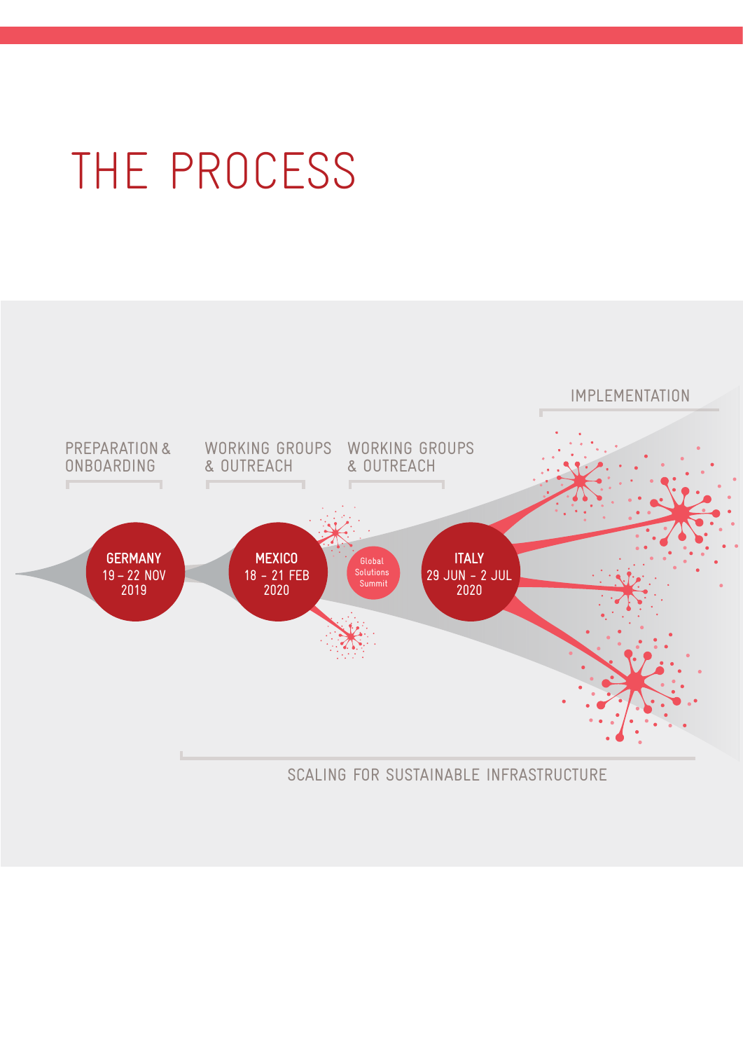# THE PROCESS

PREPARATION & ONBOARDING

WORKING GROUPS & OUTREACH

WORKING GROUPS & OUTREACH

IMPLEMENTATION

**GERMANY**
19 – 22 NOV
2019

**MEXICO**
18 – 21 FEB
2020

Global Solutions Summit

**ITALY**
29 JUN – 2 JUL
2020

SCALING FOR SUSTAINABLE INFRASTRUCTURE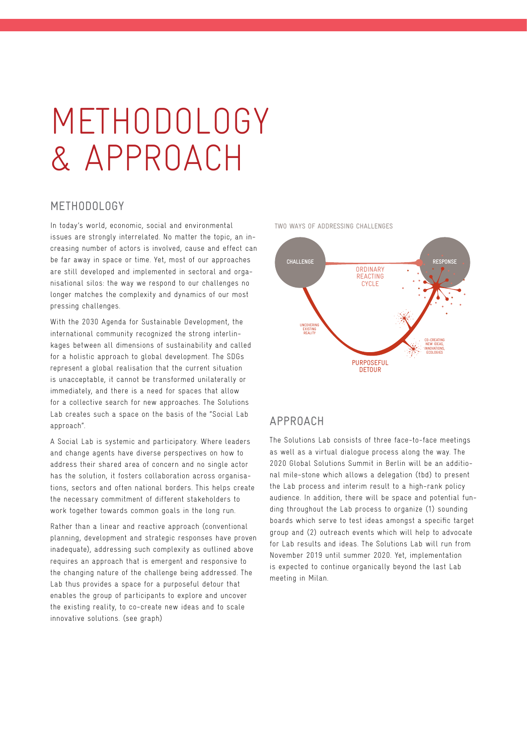# METHODOLOGY & APPROACH

## METHODOLOGY

In today's world, economic, social and environmental issues are strongly interrelated. No matter the topic, an increasing number of actors is involved, cause and effect can be far away in space or time. Yet, most of our approaches are still developed and implemented in sectoral and organisational silos: the way we respond to our challenges no longer matches the complexity and dynamics of our most pressing challenges.

With the 2030 Agenda for Sustainable Development, the international community recognized the strong interlinkages between all dimensions of sustainability and called for a holistic approach to global development. The SDGs represent a global realisation that the current situation is unacceptable, it cannot be transformed unilaterally or immediately, and there is a need for spaces that allow for a collective search for new approaches. The Solutions Lab creates such a space on the basis of the "Social Lab approach".

A Social Lab is systemic and participatory. Where leaders and change agents have diverse perspectives on how to address their shared area of concern and no single actor has the solution, it fosters collaboration across organisations, sectors and often national borders. This helps create the necessary commitment of different stakeholders to work together towards common goals in the long run.

Rather than a linear and reactive approach (conventional planning, development and strategic responses have proven inadequate), addressing such complexity as outlined above requires an approach that is emergent and responsive to the changing nature of the challenge being addressed. The Lab thus provides a space for a purposeful detour that enables the group of participants to explore and uncover the existing reality, to co-create new ideas and to scale innovative solutions. (see graph)

TWO WAYS OF ADDRESSING CHALLENGES

CHALLENGE — ORDINARY REACTING CYCLE — RESPONSE

UNCOVERING EXISTING REALITY — PURPOSEFUL DETOUR — CO-CREATING NEW IDEAS, INNOVATIONS, ECOLOGIES

## APPROACH

The Solutions Lab consists of three face-to-face meetings as well as a virtual dialogue process along the way. The 2020 Global Solutions Summit in Berlin will be an additional mile-stone which allows a delegation (tbd) to present the Lab process and interim result to a high-rank policy audience. In addition, there will be space and potential funding throughout the Lab process to organize (1) sounding boards which serve to test ideas amongst a specific target group and (2) outreach events which will help to advocate for Lab results and ideas. The Solutions Lab will run from November 2019 until summer 2020. Yet, implementation is expected to continue organically beyond the last Lab meeting in Milan.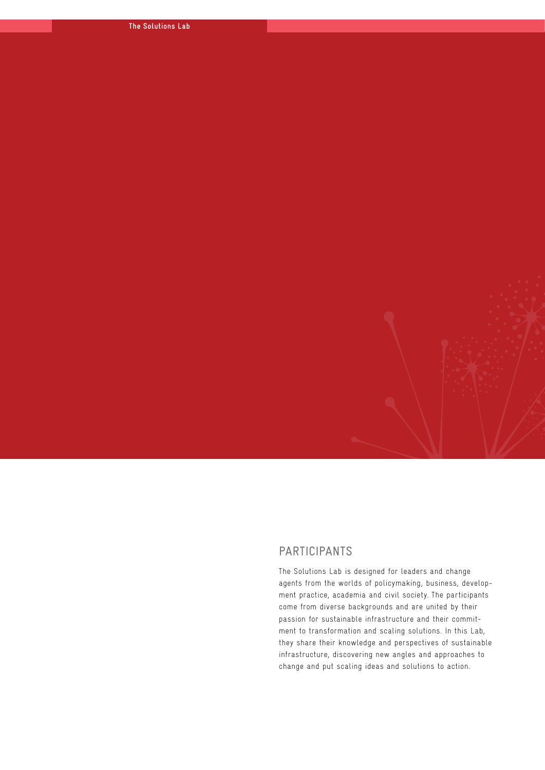## PARTICIPANTS

The Solutions Lab is designed for leaders and change agents from the worlds of policymaking, business, development practice, academia and civil society. The participants come from diverse backgrounds and are united by their passion for sustainable infrastructure and their commitment to transformation and scaling solutions. In this Lab, they share their knowledge and perspectives of sustainable infrastructure, discovering new angles and approaches to change and put scaling ideas and solutions to action.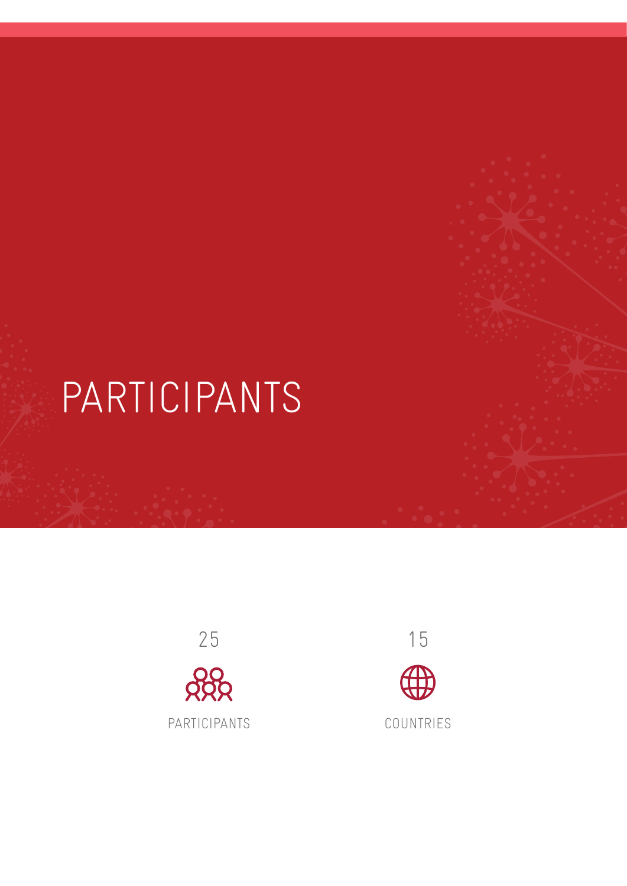# PARTICIPANTS

25

PARTICIPANTS

15

COUNTRIES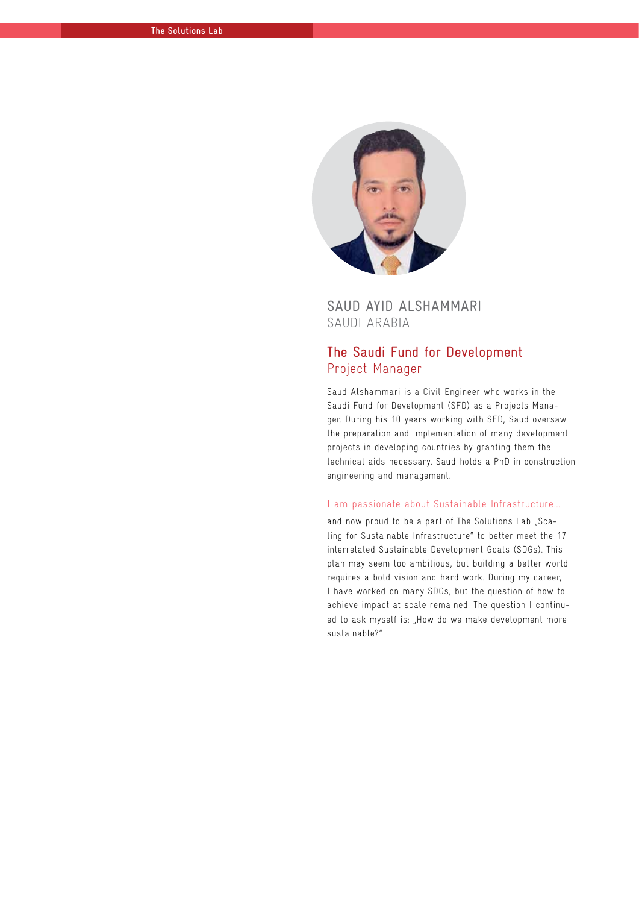## SAUD AYID ALSHAMMARI
SAUDI ARABIA

### The Saudi Fund for Development
Project Manager

Saud Alshammari is a Civil Engineer who works in the Saudi Fund for Development (SFD) as a Projects Manager. During his 10 years working with SFD, Saud oversaw the preparation and implementation of many development projects in developing countries by granting them the technical aids necessary. Saud holds a PhD in construction engineering and management.

I am passionate about Sustainable Infrastructure...

and now proud to be a part of The Solutions Lab „Scaling for Sustainable Infrastructure" to better meet the 17 interrelated Sustainable Development Goals (SDGs). This plan may seem too ambitious, but building a better world requires a bold vision and hard work. During my career, I have worked on many SDGs, but the question of how to achieve impact at scale remained. The question I continued to ask myself is: „How do we make development more sustainable?"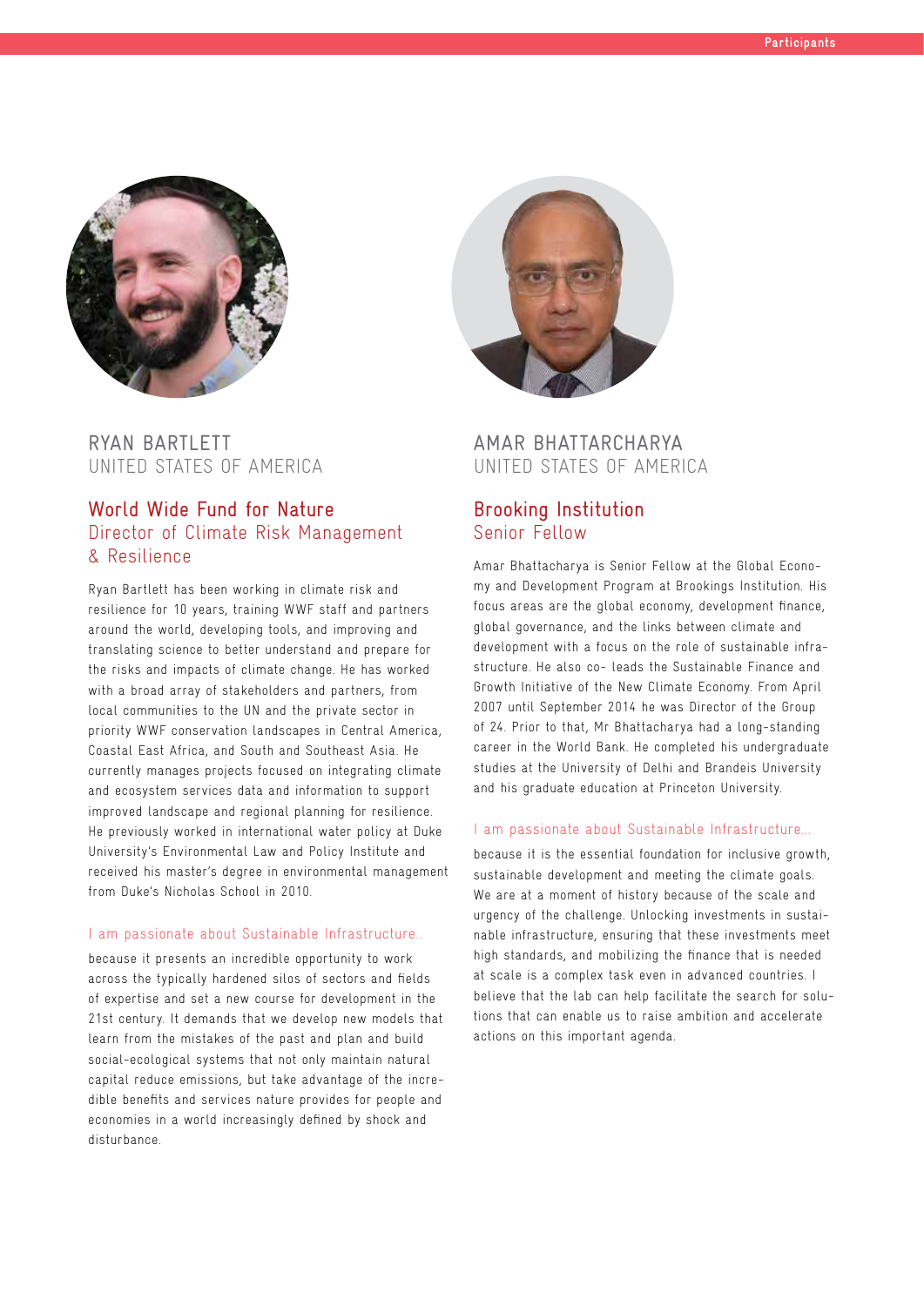## RYAN BARTLETT
UNITED STATES OF AMERICA

### World Wide Fund for Nature
Director of Climate Risk Management & Resilience

Ryan Bartlett has been working in climate risk and resilience for 10 years, training WWF staff and partners around the world, developing tools, and improving and translating science to better understand and prepare for the risks and impacts of climate change. He has worked with a broad array of stakeholders and partners, from local communities to the UN and the private sector in priority WWF conservation landscapes in Central America, Coastal East Africa, and South and Southeast Asia. He currently manages projects focused on integrating climate and ecosystem services data and information to support improved landscape and regional planning for resilience. He previously worked in international water policy at Duke University's Environmental Law and Policy Institute and received his master's degree in environmental management from Duke's Nicholas School in 2010.

I am passionate about Sustainable Infrastructure..

because it presents an incredible opportunity to work across the typically hardened silos of sectors and fields of expertise and set a new course for development in the 21st century. It demands that we develop new models that learn from the mistakes of the past and plan and build social-ecological systems that not only maintain natural capital reduce emissions, but take advantage of the incredible benefits and services nature provides for people and economies in a world increasingly defined by shock and disturbance.

## AMAR BHATTARCHARYA
UNITED STATES OF AMERICA

### Brooking Institution
Senior Fellow

Amar Bhattacharya is Senior Fellow at the Global Economy and Development Program at Brookings Institution. His focus areas are the global economy, development finance, global governance, and the links between climate and development with a focus on the role of sustainable infrastructure. He also co- leads the Sustainable Finance and Growth Initiative of the New Climate Economy. From April 2007 until September 2014 he was Director of the Group of 24. Prior to that, Mr Bhattacharya had a long-standing career in the World Bank. He completed his undergraduate studies at the University of Delhi and Brandeis University and his graduate education at Princeton University.

I am passionate about Sustainable Infrastructure...

because it is the essential foundation for inclusive growth, sustainable development and meeting the climate goals. We are at a moment of history because of the scale and urgency of the challenge. Unlocking investments in sustainable infrastructure, ensuring that these investments meet high standards, and mobilizing the finance that is needed at scale is a complex task even in advanced countries. I believe that the lab can help facilitate the search for solutions that can enable us to raise ambition and accelerate actions on this important agenda.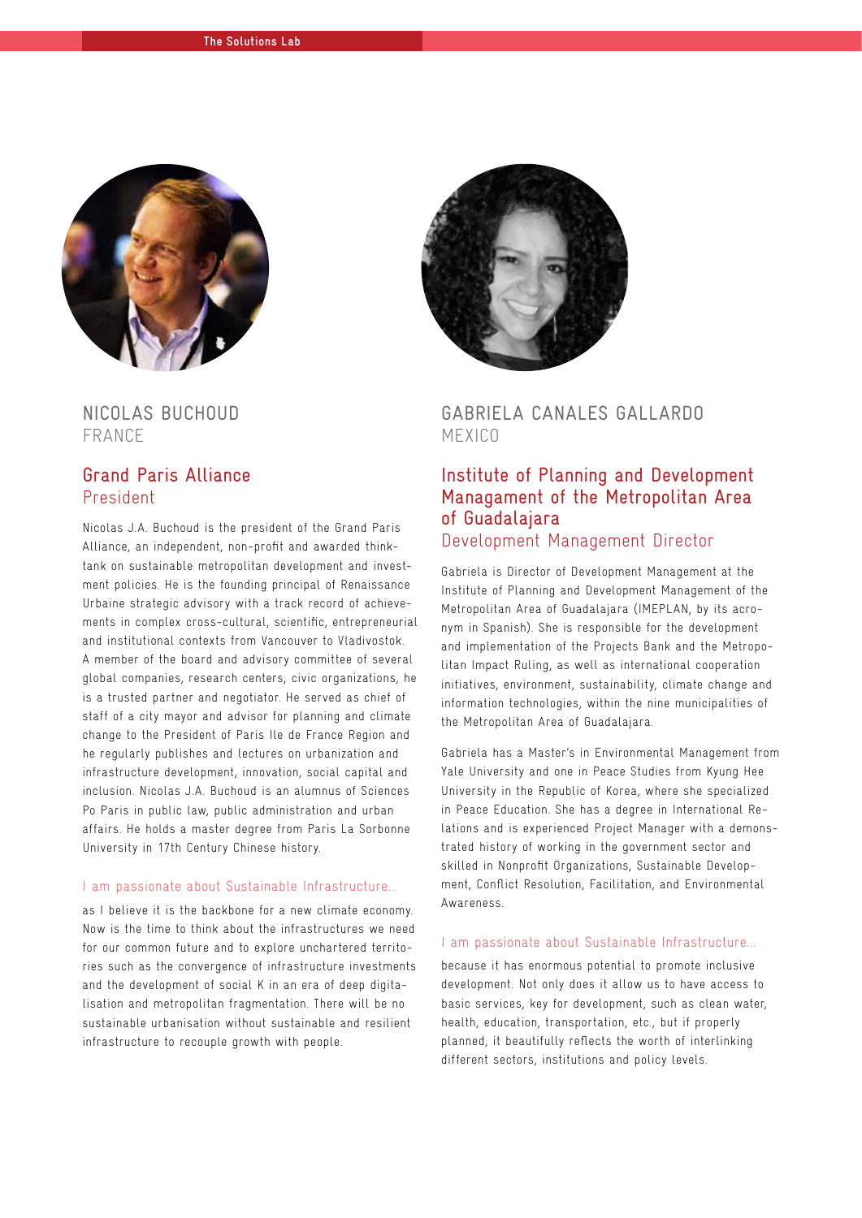## NICOLAS BUCHOUD
FRANCE

### Grand Paris Alliance
President

Nicolas J.A. Buchoud is the president of the Grand Paris Alliance, an independent, non-profit and awarded think-tank on sustainable metropolitan development and investment policies. He is the founding principal of Renaissance Urbaine strategic advisory with a track record of achievements in complex cross-cultural, scientific, entrepreneurial and institutional contexts from Vancouver to Vladivostok. A member of the board and advisory committee of several global companies, research centers, civic organizations, he is a trusted partner and negotiator. He served as chief of staff of a city mayor and advisor for planning and climate change to the President of Paris Ile de France Region and he regularly publishes and lectures on urbanization and infrastructure development, innovation, social capital and inclusion. Nicolas J.A. Buchoud is an alumnus of Sciences Po Paris in public law, public administration and urban affairs. He holds a master degree from Paris La Sorbonne University in 17th Century Chinese history.

I am passionate about Sustainable Infrastructure...

as I believe it is the backbone for a new climate economy. Now is the time to think about the infrastructures we need for our common future and to explore unchartered territories such as the convergence of infrastructure investments and the development of social K in an era of deep digitalisation and metropolitan fragmentation. There will be no sustainable urbanisation without sustainable and resilient infrastructure to recouple growth with people.

## GABRIELA CANALES GALLARDO
MEXICO

### Institute of Planning and Development Managament of the Metropolitan Area of Guadalajara
Development Management Director

Gabriela is Director of Development Management at the Institute of Planning and Development Management of the Metropolitan Area of Guadalajara (IMEPLAN, by its acronym in Spanish). She is responsible for the development and implementation of the Projects Bank and the Metropolitan Impact Ruling, as well as international cooperation initiatives, environment, sustainability, climate change and information technologies, within the nine municipalities of the Metropolitan Area of Guadalajara.

Gabriela has a Master's in Environmental Management from Yale University and one in Peace Studies from Kyung Hee University in the Republic of Korea, where she specialized in Peace Education. She has a degree in International Relations and is experienced Project Manager with a demonstrated history of working in the government sector and skilled in Nonprofit Organizations, Sustainable Development, Conflict Resolution, Facilitation, and Environmental Awareness.

I am passionate about Sustainable Infrastructure...

because it has enormous potential to promote inclusive development. Not only does it allow us to have access to basic services, key for development, such as clean water, health, education, transportation, etc., but if properly planned, it beautifully reflects the worth of interlinking different sectors, institutions and policy levels.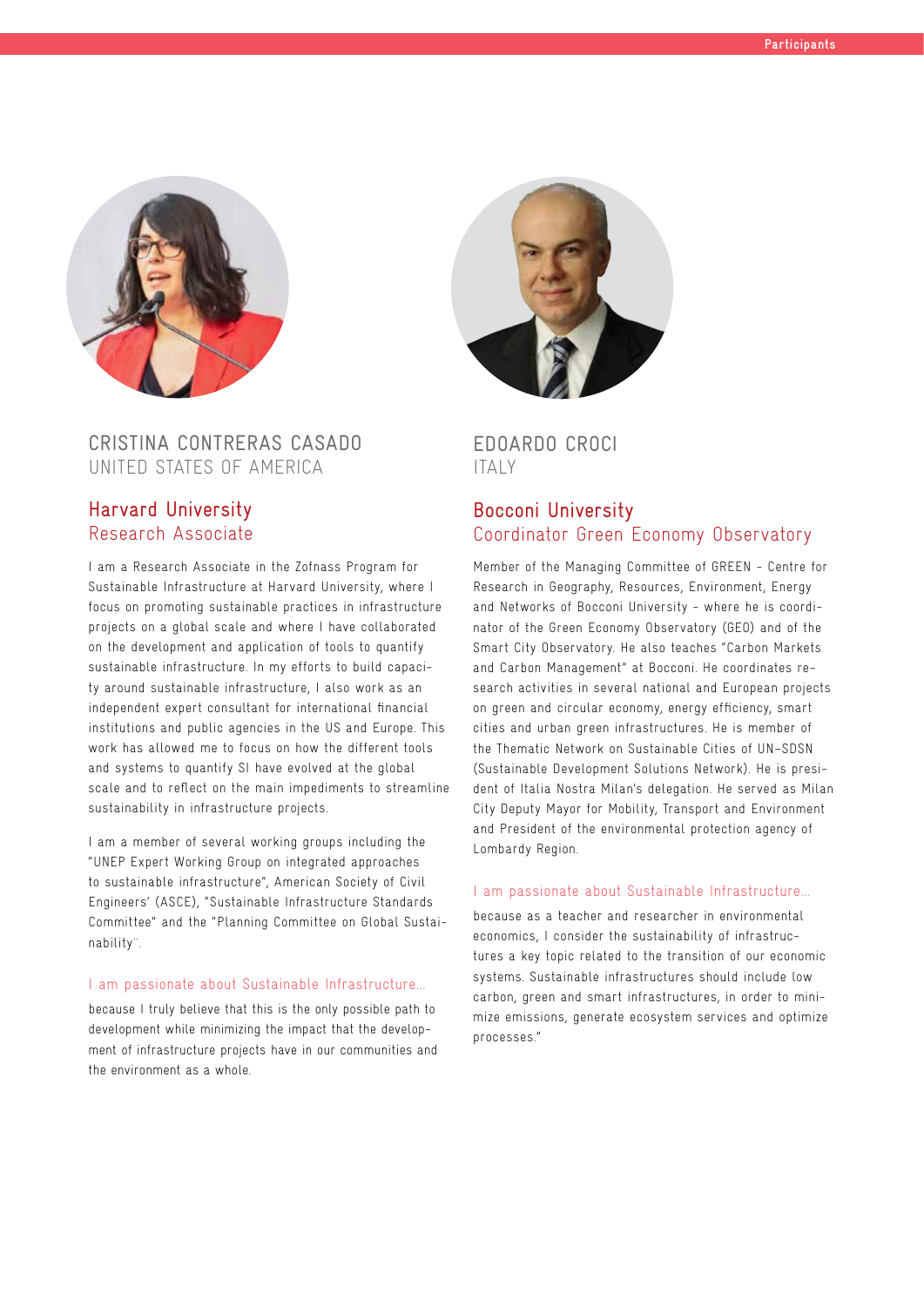## CRISTINA CONTRERAS CASADO
UNITED STATES OF AMERICA

### Harvard University
Research Associate

I am a Research Associate in the Zofnass Program for Sustainable Infrastructure at Harvard University, where I focus on promoting sustainable practices in infrastructure projects on a global scale and where I have collaborated on the development and application of tools to quantify sustainable infrastructure. In my efforts to build capacity around sustainable infrastructure, I also work as an independent expert consultant for international financial institutions and public agencies in the US and Europe. This work has allowed me to focus on how the different tools and systems to quantify SI have evolved at the global scale and to reflect on the main impediments to streamline sustainability in infrastructure projects.

I am a member of several working groups including the "UNEP Expert Working Group on integrated approaches to sustainable infrastructure", American Society of Civil Engineers' (ASCE), "Sustainable Infrastructure Standards Committee" and the "Planning Committee on Global Sustainability¨.

I am passionate about Sustainable Infrastructure...

because I truly believe that this is the only possible path to development while minimizing the impact that the development of infrastructure projects have in our communities and the environment as a whole.

## EDOARDO CROCI
ITALY

### Bocconi University
Coordinator Green Economy Observatory

Member of the Managing Committee of GREEN - Centre for Research in Geography, Resources, Environment, Energy and Networks of Bocconi University - where he is coordinator of the Green Economy Observatory (GEO) and of the Smart City Observatory. He also teaches "Carbon Markets and Carbon Management" at Bocconi. He coordinates research activities in several national and European projects on green and circular economy, energy efficiency, smart cities and urban green infrastructures. He is member of the Thematic Network on Sustainable Cities of UN-SDSN (Sustainable Development Solutions Network). He is president of Italia Nostra Milan's delegation. He served as Milan City Deputy Mayor for Mobility, Transport and Environment and President of the environmental protection agency of Lombardy Region.

I am passionate about Sustainable Infrastructure...

because as a teacher and researcher in environmental economics, I consider the sustainability of infrastructures a key topic related to the transition of our economic systems. Sustainable infrastructures should include low carbon, green and smart infrastructures, in order to minimize emissions, generate ecosystem services and optimize processes."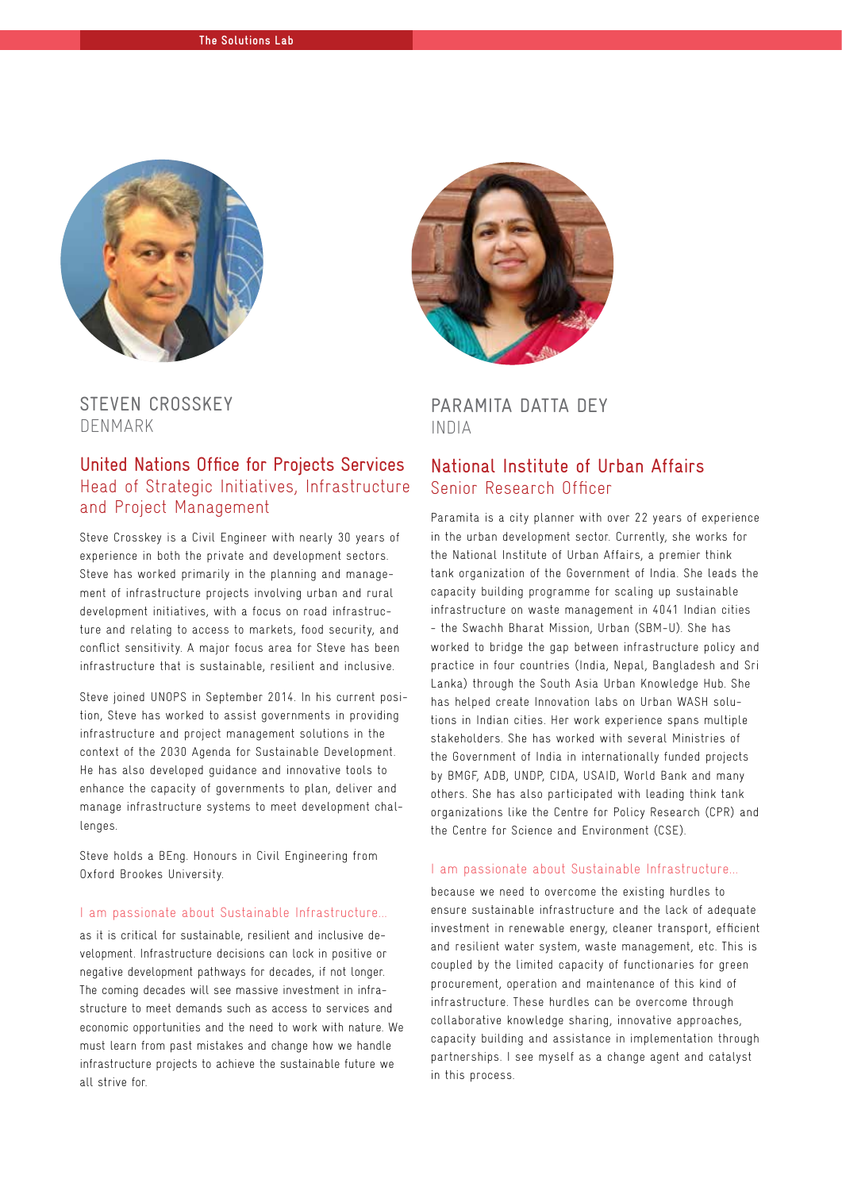## STEVEN CROSSKEY
DENMARK

### United Nations Office for Projects Services
Head of Strategic Initiatives, Infrastructure and Project Management

Steve Crosskey is a Civil Engineer with nearly 30 years of experience in both the private and development sectors. Steve has worked primarily in the planning and management of infrastructure projects involving urban and rural development initiatives, with a focus on road infrastructure and relating to access to markets, food security, and conflict sensitivity. A major focus area for Steve has been infrastructure that is sustainable, resilient and inclusive.

Steve joined UNOPS in September 2014. In his current position, Steve has worked to assist governments in providing infrastructure and project management solutions in the context of the 2030 Agenda for Sustainable Development. He has also developed guidance and innovative tools to enhance the capacity of governments to plan, deliver and manage infrastructure systems to meet development challenges.

Steve holds a BEng. Honours in Civil Engineering from Oxford Brookes University.

I am passionate about Sustainable Infrastructure…

as it is critical for sustainable, resilient and inclusive development. Infrastructure decisions can lock in positive or negative development pathways for decades, if not longer. The coming decades will see massive investment in infrastructure to meet demands such as access to services and economic opportunities and the need to work with nature. We must learn from past mistakes and change how we handle infrastructure projects to achieve the sustainable future we all strive for.

## PARAMITA DATTA DEY
INDIA

### National Institute of Urban Affairs
Senior Research Officer

Paramita is a city planner with over 22 years of experience in the urban development sector. Currently, she works for the National Institute of Urban Affairs, a premier think tank organization of the Government of India. She leads the capacity building programme for scaling up sustainable infrastructure on waste management in 4041 Indian cities - the Swachh Bharat Mission, Urban (SBM-U). She has worked to bridge the gap between infrastructure policy and practice in four countries (India, Nepal, Bangladesh and Sri Lanka) through the South Asia Urban Knowledge Hub. She has helped create Innovation labs on Urban WASH solutions in Indian cities. Her work experience spans multiple stakeholders. She has worked with several Ministries of the Government of India in internationally funded projects by BMGF, ADB, UNDP, CIDA, USAID, World Bank and many others. She has also participated with leading think tank organizations like the Centre for Policy Research (CPR) and the Centre for Science and Environment (CSE).

I am passionate about Sustainable Infrastructure…

because we need to overcome the existing hurdles to ensure sustainable infrastructure and the lack of adequate investment in renewable energy, cleaner transport, efficient and resilient water system, waste management, etc. This is coupled by the limited capacity of functionaries for green procurement, operation and maintenance of this kind of infrastructure. These hurdles can be overcome through collaborative knowledge sharing, innovative approaches, capacity building and assistance in implementation through partnerships. I see myself as a change agent and catalyst in this process.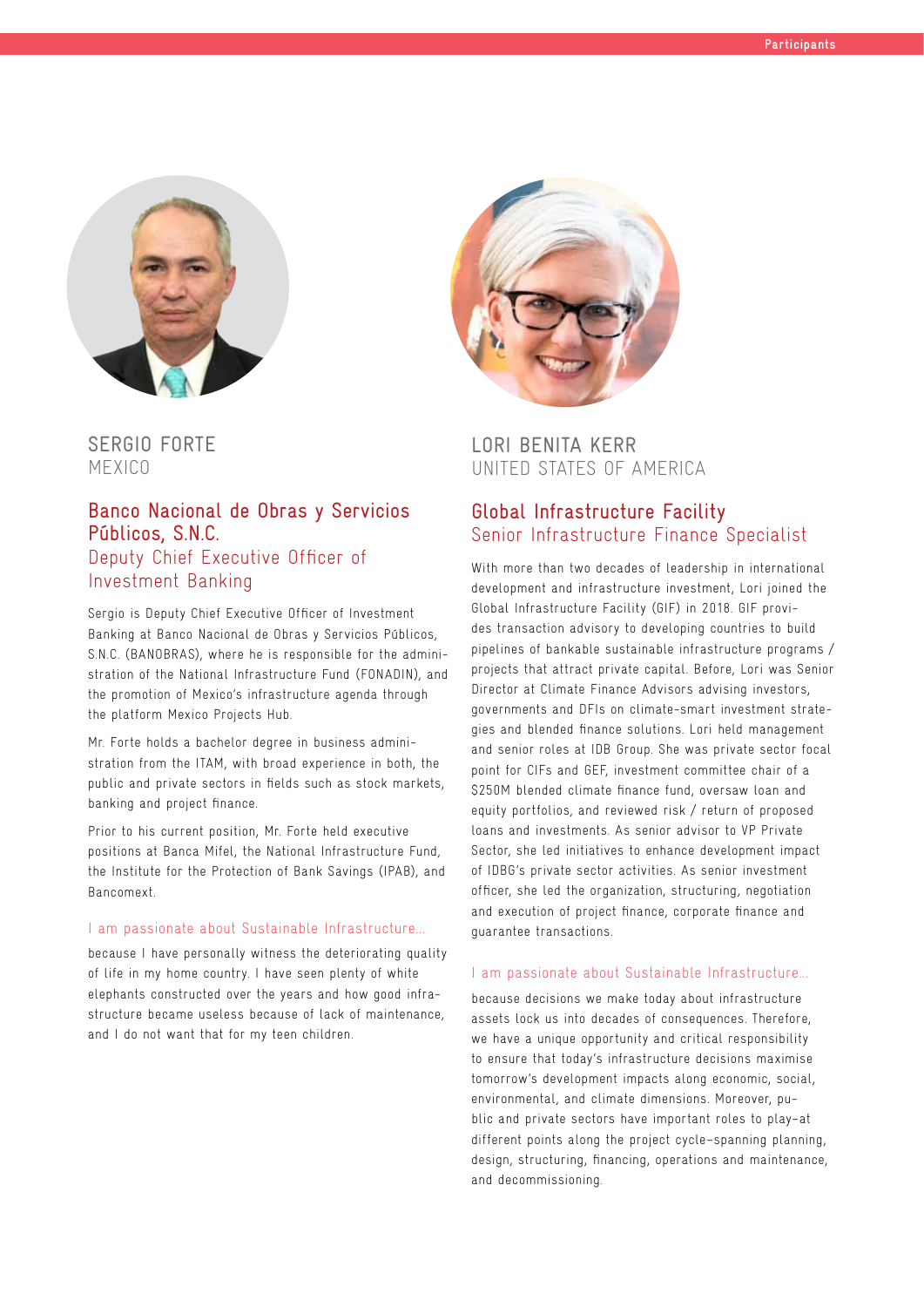## SERGIO FORTE
MEXICO

### Banco Nacional de Obras y Servicios Públicos, S.N.C.
Deputy Chief Executive Officer of Investment Banking

Sergio is Deputy Chief Executive Officer of Investment Banking at Banco Nacional de Obras y Servicios Públicos, S.N.C. (BANOBRAS), where he is responsible for the administration of the National Infrastructure Fund (FONADIN), and the promotion of Mexico's infrastructure agenda through the platform Mexico Projects Hub.

Mr. Forte holds a bachelor degree in business administration from the ITAM, with broad experience in both, the public and private sectors in fields such as stock markets, banking and project finance.

Prior to his current position, Mr. Forte held executive positions at Banca Mifel, the National Infrastructure Fund, the Institute for the Protection of Bank Savings (IPAB), and Bancomext.

I am passionate about Sustainable Infrastructure...

because I have personally witness the deteriorating quality of life in my home country. I have seen plenty of white elephants constructed over the years and how good infrastructure became useless because of lack of maintenance, and I do not want that for my teen children.

## LORI BENITA KERR
UNITED STATES OF AMERICA

### Global Infrastructure Facility
Senior Infrastructure Finance Specialist

With more than two decades of leadership in international development and infrastructure investment, Lori joined the Global Infrastructure Facility (GIF) in 2018. GIF provides transaction advisory to developing countries to build pipelines of bankable sustainable infrastructure programs / projects that attract private capital. Before, Lori was Senior Director at Climate Finance Advisors advising investors, governments and DFIs on climate-smart investment strategies and blended finance solutions. Lori held management and senior roles at IDB Group. She was private sector focal point for CIFs and GEF, investment committee chair of a $250M blended climate finance fund, oversaw loan and equity portfolios, and reviewed risk / return of proposed loans and investments. As senior advisor to VP Private Sector, she led initiatives to enhance development impact of IDBG's private sector activities. As senior investment officer, she led the organization, structuring, negotiation and execution of project finance, corporate finance and guarantee transactions.

I am passionate about Sustainable Infrastructure...

because decisions we make today about infrastructure assets lock us into decades of consequences. Therefore, we have a unique opportunity and critical responsibility to ensure that today's infrastructure decisions maximise tomorrow's development impacts along economic, social, environmental, and climate dimensions. Moreover, public and private sectors have important roles to play–at different points along the project cycle–spanning planning, design, structuring, financing, operations and maintenance, and decommissioning.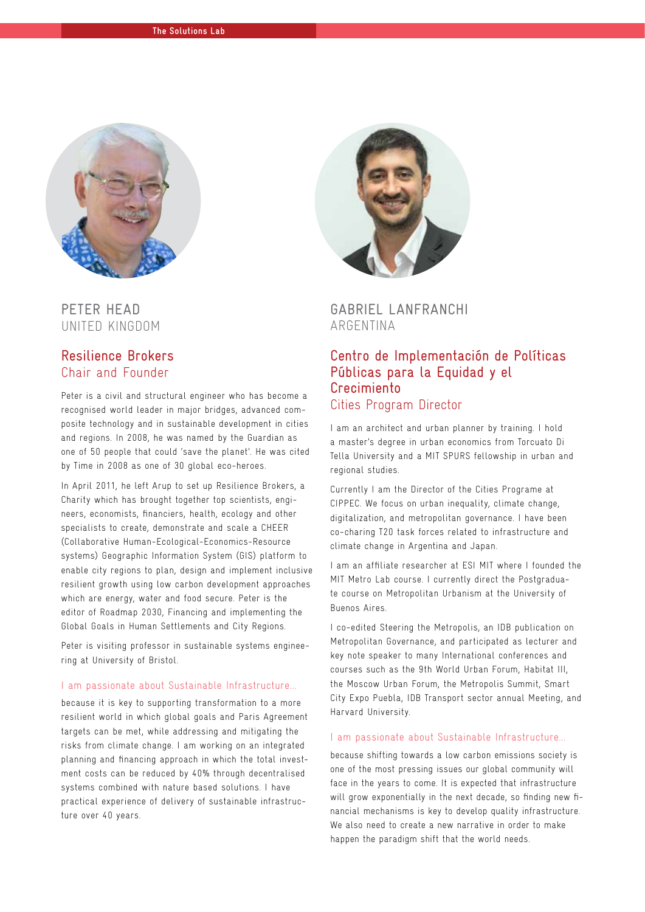## PETER HEAD
UNITED KINGDOM

### Resilience Brokers
Chair and Founder

Peter is a civil and structural engineer who has become a recognised world leader in major bridges, advanced composite technology and in sustainable development in cities and regions. In 2008, he was named by the Guardian as one of 50 people that could 'save the planet'. He was cited by Time in 2008 as one of 30 global eco-heroes.

In April 2011, he left Arup to set up Resilience Brokers, a Charity which has brought together top scientists, engineers, economists, financiers, health, ecology and other specialists to create, demonstrate and scale a CHEER (Collaborative Human-Ecological-Economics-Resource systems) Geographic Information System (GIS) platform to enable city regions to plan, design and implement inclusive resilient growth using low carbon development approaches which are energy, water and food secure. Peter is the editor of Roadmap 2030, Financing and implementing the Global Goals in Human Settlements and City Regions.

Peter is visiting professor in sustainable systems engineering at University of Bristol.

I am passionate about Sustainable Infrastructure...

because it is key to supporting transformation to a more resilient world in which global goals and Paris Agreement targets can be met, while addressing and mitigating the risks from climate change. I am working on an integrated planning and financing approach in which the total investment costs can be reduced by 40% through decentralised systems combined with nature based solutions. I have practical experience of delivery of sustainable infrastructure over 40 years.

## GABRIEL LANFRANCHI
ARGENTINA

### Centro de Implementación de Políticas Públicas para la Equidad y el Crecimiento
Cities Program Director

I am an architect and urban planner by training. I hold a master's degree in urban economics from Torcuato Di Tella University and a MIT SPURS fellowship in urban and regional studies.

Currently I am the Director of the Cities Programe at CIPPEC. We focus on urban inequality, climate change, digitalization, and metropolitan governance. I have been co-charing T20 task forces related to infrastructure and climate change in Argentina and Japan.

I am an affiliate researcher at ESI MIT where I founded the MIT Metro Lab course. I currently direct the Postgraduate course on Metropolitan Urbanism at the University of Buenos Aires.

I co-edited Steering the Metropolis, an IDB publication on Metropolitan Governance, and participated as lecturer and key note speaker to many International conferences and courses such as the 9th World Urban Forum, Habitat III, the Moscow Urban Forum, the Metropolis Summit, Smart City Expo Puebla, IDB Transport sector annual Meeting, and Harvard University.

I am passionate about Sustainable Infrastructure...

because shifting towards a low carbon emissions society is one of the most pressing issues our global community will face in the years to come. It is expected that infrastructure will grow exponentially in the next decade, so finding new financial mechanisms is key to develop quality infrastructure. We also need to create a new narrative in order to make happen the paradigm shift that the world needs.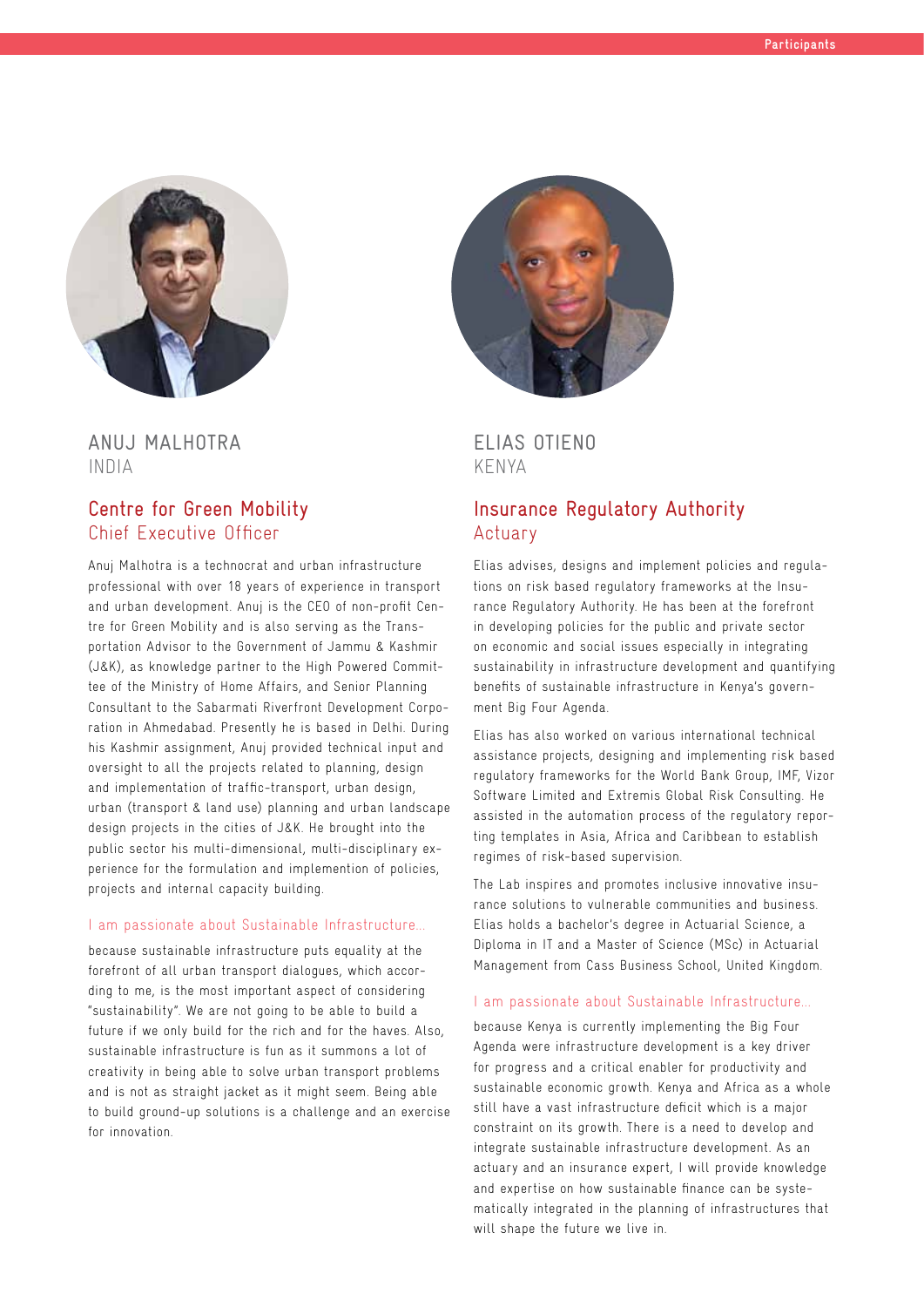## ANUJ MALHOTRA
INDIA

### Centre for Green Mobility
Chief Executive Officer

Anuj Malhotra is a technocrat and urban infrastructure professional with over 18 years of experience in transport and urban development. Anuj is the CEO of non-profit Centre for Green Mobility and is also serving as the Transportation Advisor to the Government of Jammu & Kashmir (J&K), as knowledge partner to the High Powered Committee of the Ministry of Home Affairs, and Senior Planning Consultant to the Sabarmati Riverfront Development Corporation in Ahmedabad. Presently he is based in Delhi. During his Kashmir assignment, Anuj provided technical input and oversight to all the projects related to planning, design and implementation of traffic-transport, urban design, urban (transport & land use) planning and urban landscape design projects in the cities of J&K. He brought into the public sector his multi-dimensional, multi-disciplinary experience for the formulation and implemention of policies, projects and internal capacity building.

I am passionate about Sustainable Infrastructure…

because sustainable infrastructure puts equality at the forefront of all urban transport dialogues, which according to me, is the most important aspect of considering "sustainability". We are not going to be able to build a future if we only build for the rich and for the haves. Also, sustainable infrastructure is fun as it summons a lot of creativity in being able to solve urban transport problems and is not as straight jacket as it might seem. Being able to build ground-up solutions is a challenge and an exercise for innovation.

## ELIAS OTIENO
KENYA

### Insurance Regulatory Authority
Actuary

Elias advises, designs and implement policies and regulations on risk based regulatory frameworks at the Insurance Regulatory Authority. He has been at the forefront in developing policies for the public and private sector on economic and social issues especially in integrating sustainability in infrastructure development and quantifying benefits of sustainable infrastructure in Kenya's government Big Four Agenda.

Elias has also worked on various international technical assistance projects, designing and implementing risk based regulatory frameworks for the World Bank Group, IMF, Vizor Software Limited and Extremis Global Risk Consulting. He assisted in the automation process of the regulatory reporting templates in Asia, Africa and Caribbean to establish regimes of risk-based supervision.

The Lab inspires and promotes inclusive innovative insurance solutions to vulnerable communities and business. Elias holds a bachelor's degree in Actuarial Science, a Diploma in IT and a Master of Science (MSc) in Actuarial Management from Cass Business School, United Kingdom.

I am passionate about Sustainable Infrastructure…

because Kenya is currently implementing the Big Four Agenda were infrastructure development is a key driver for progress and a critical enabler for productivity and sustainable economic growth. Kenya and Africa as a whole still have a vast infrastructure deficit which is a major constraint on its growth. There is a need to develop and integrate sustainable infrastructure development. As an actuary and an insurance expert, I will provide knowledge and expertise on how sustainable finance can be systematically integrated in the planning of infrastructures that will shape the future we live in.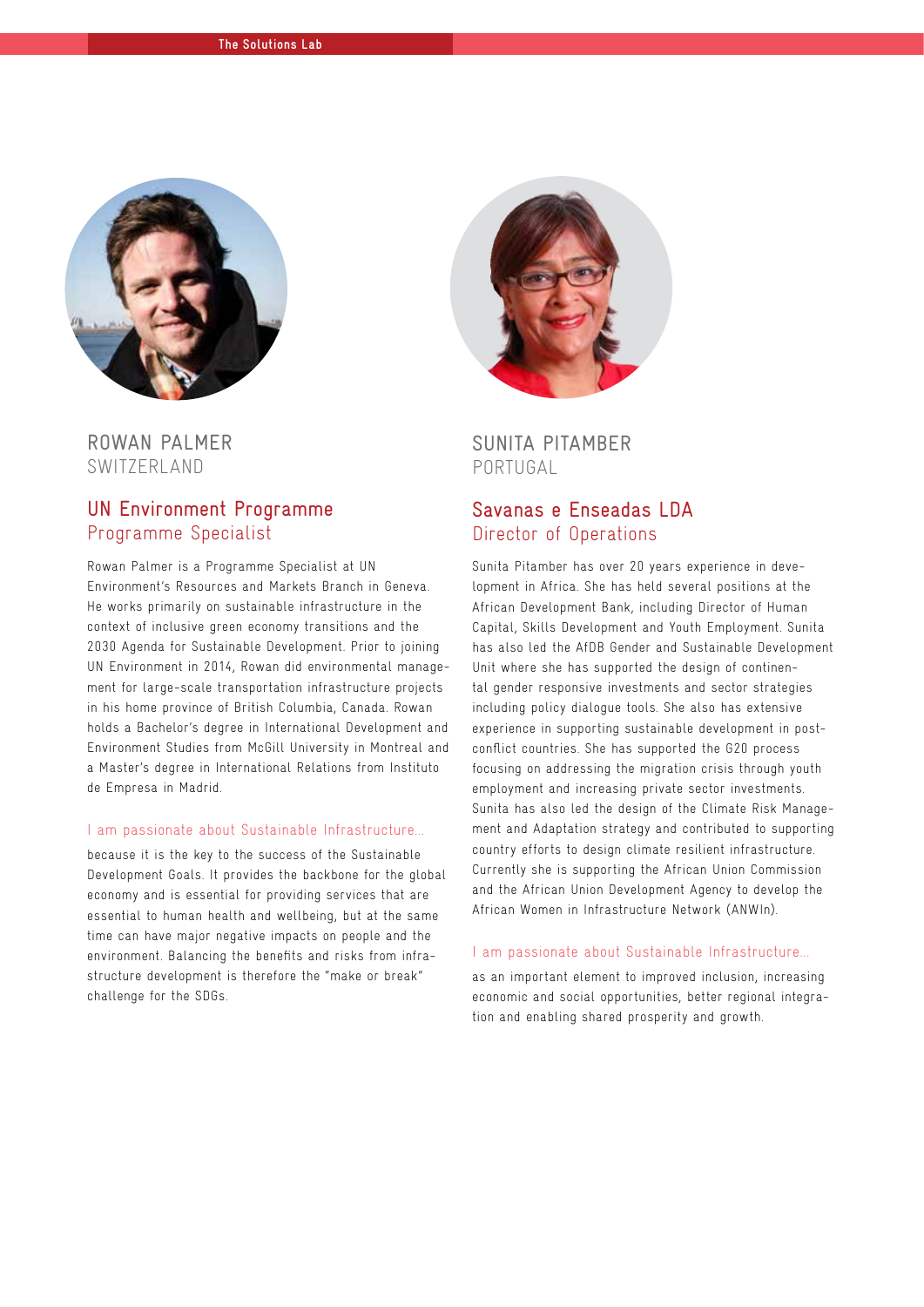## ROWAN PALMER
SWITZERLAND

### UN Environment Programme
Programme Specialist

Rowan Palmer is a Programme Specialist at UN Environment's Resources and Markets Branch in Geneva. He works primarily on sustainable infrastructure in the context of inclusive green economy transitions and the 2030 Agenda for Sustainable Development. Prior to joining UN Environment in 2014, Rowan did environmental management for large-scale transportation infrastructure projects in his home province of British Columbia, Canada. Rowan holds a Bachelor's degree in International Development and Environment Studies from McGill University in Montreal and a Master's degree in International Relations from Instituto de Empresa in Madrid.

I am passionate about Sustainable Infrastructure...

because it is the key to the success of the Sustainable Development Goals. It provides the backbone for the global economy and is essential for providing services that are essential to human health and wellbeing, but at the same time can have major negative impacts on people and the environment. Balancing the benefits and risks from infrastructure development is therefore the "make or break" challenge for the SDGs.

## SUNITA PITAMBER
PORTUGAL

### Savanas e Enseadas LDA
Director of Operations

Sunita Pitamber has over 20 years experience in development in Africa. She has held several positions at the African Development Bank, including Director of Human Capital, Skills Development and Youth Employment. Sunita has also led the AfDB Gender and Sustainable Development Unit where she has supported the design of continental gender responsive investments and sector strategies including policy dialogue tools. She also has extensive experience in supporting sustainable development in post-conflict countries. She has supported the G20 process focusing on addressing the migration crisis through youth employment and increasing private sector investments. Sunita has also led the design of the Climate Risk Management and Adaptation strategy and contributed to supporting country efforts to design climate resilient infrastructure. Currently she is supporting the African Union Commission and the African Union Development Agency to develop the African Women in Infrastructure Network (ANWIn).

I am passionate about Sustainable Infrastructure...

as an important element to improved inclusion, increasing economic and social opportunities, better regional integration and enabling shared prosperity and growth.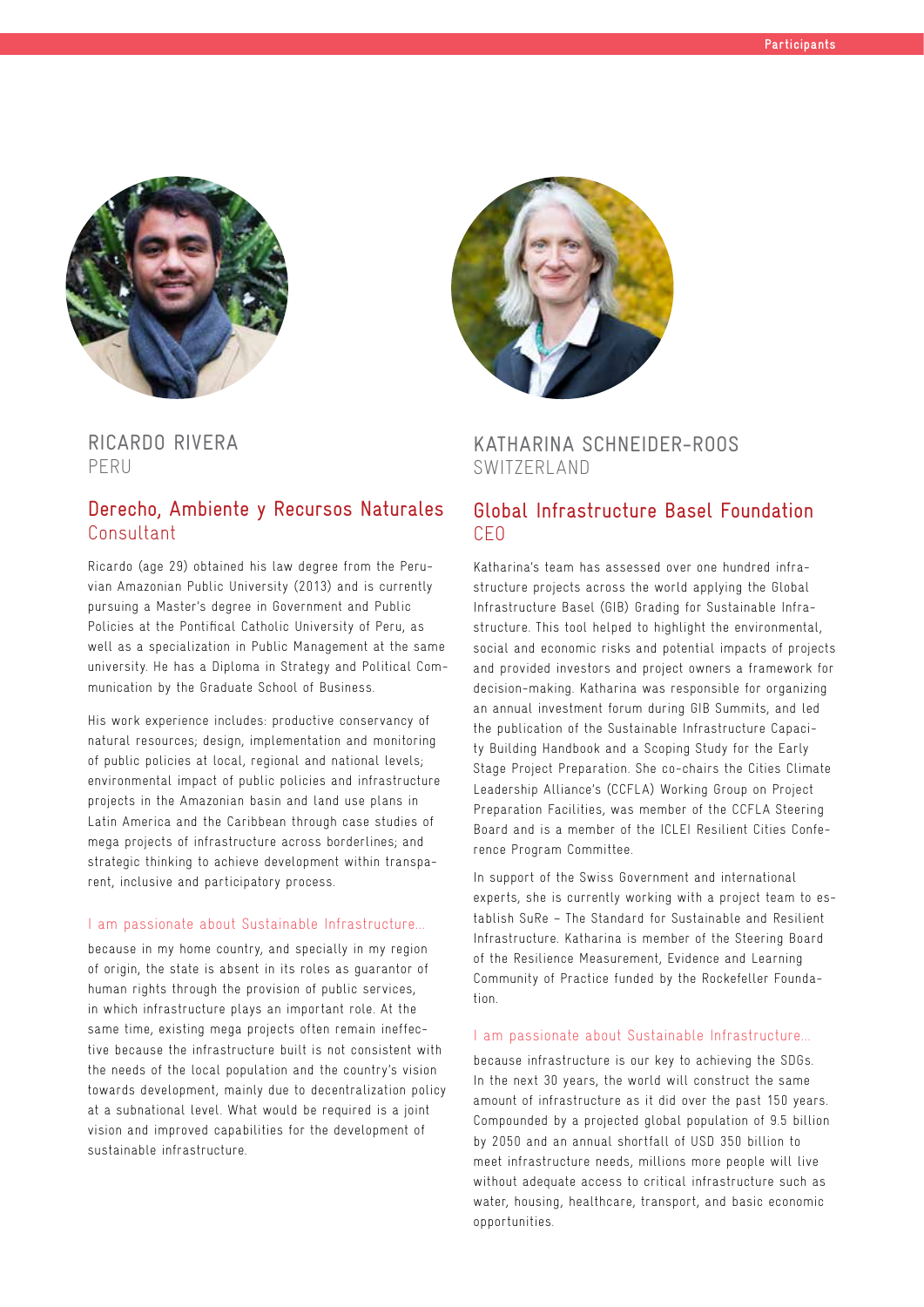## RICARDO RIVERA
PERU

### Derecho, Ambiente y Recursos Naturales
Consultant

Ricardo (age 29) obtained his law degree from the Peruvian Amazonian Public University (2013) and is currently pursuing a Master's degree in Government and Public Policies at the Pontifical Catholic University of Peru, as well as a specialization in Public Management at the same university. He has a Diploma in Strategy and Political Communication by the Graduate School of Business.

His work experience includes: productive conservancy of natural resources; design, implementation and monitoring of public policies at local, regional and national levels; environmental impact of public policies and infrastructure projects in the Amazonian basin and land use plans in Latin America and the Caribbean through case studies of mega projects of infrastructure across borderlines; and strategic thinking to achieve development within transparent, inclusive and participatory process.

I am passionate about Sustainable Infrastructure...

because in my home country, and specially in my region of origin, the state is absent in its roles as guarantor of human rights through the provision of public services, in which infrastructure plays an important role. At the same time, existing mega projects often remain ineffective because the infrastructure built is not consistent with the needs of the local population and the country's vision towards development, mainly due to decentralization policy at a subnational level. What would be required is a joint vision and improved capabilities for the development of sustainable infrastructure.

## KATHARINA SCHNEIDER-ROOS
SWITZERLAND

### Global Infrastructure Basel Foundation
CEO

Katharina's team has assessed over one hundred infrastructure projects across the world applying the Global Infrastructure Basel (GIB) Grading for Sustainable Infrastructure. This tool helped to highlight the environmental, social and economic risks and potential impacts of projects and provided investors and project owners a framework for decision-making. Katharina was responsible for organizing an annual investment forum during GIB Summits, and led the publication of the Sustainable Infrastructure Capacity Building Handbook and a Scoping Study for the Early Stage Project Preparation. She co-chairs the Cities Climate Leadership Alliance's (CCFLA) Working Group on Project Preparation Facilities, was member of the CCFLA Steering Board and is a member of the ICLEI Resilient Cities Conference Program Committee.

In support of the Swiss Government and international experts, she is currently working with a project team to establish SuRe – The Standard for Sustainable and Resilient Infrastructure. Katharina is member of the Steering Board of the Resilience Measurement, Evidence and Learning Community of Practice funded by the Rockefeller Foundation.

I am passionate about Sustainable Infrastructure...

because infrastructure is our key to achieving the SDGs. In the next 30 years, the world will construct the same amount of infrastructure as it did over the past 150 years. Compounded by a projected global population of 9.5 billion by 2050 and an annual shortfall of USD 350 billion to meet infrastructure needs, millions more people will live without adequate access to critical infrastructure such as water, housing, healthcare, transport, and basic economic opportunities.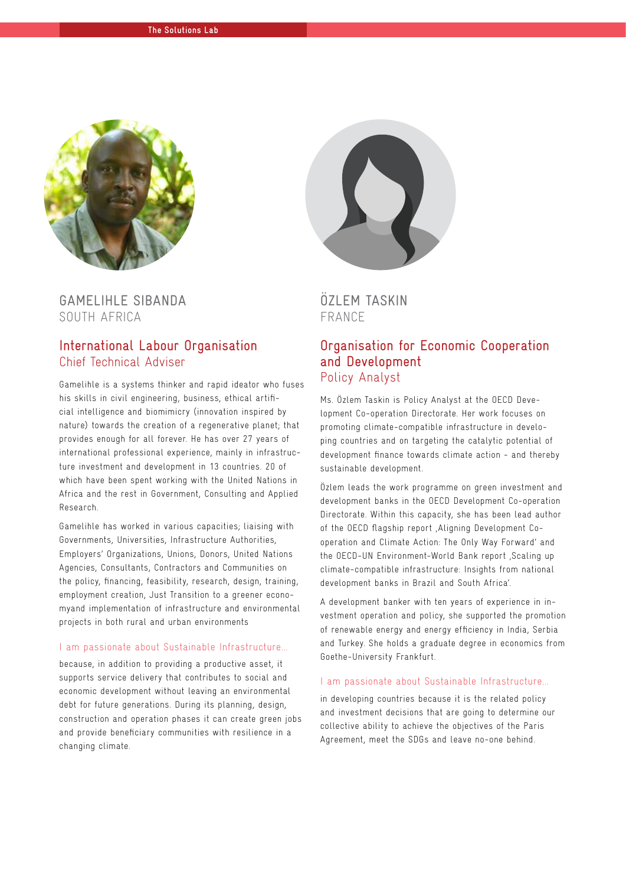## GAMELIHLE SIBANDA
SOUTH AFRICA

### International Labour Organisation
Chief Technical Adviser

Gamelihle is a systems thinker and rapid ideator who fuses his skills in civil engineering, business, ethical artificial intelligence and biomimicry (innovation inspired by nature) towards the creation of a regenerative planet; that provides enough for all forever. He has over 27 years of international professional experience, mainly in infrastructure investment and development in 13 countries. 20 of which have been spent working with the United Nations in Africa and the rest in Government, Consulting and Applied Research.

Gamelihle has worked in various capacities; liaising with Governments, Universities, Infrastructure Authorities, Employers' Organizations, Unions, Donors, United Nations Agencies, Consultants, Contractors and Communities on the policy, financing, feasibility, research, design, training, employment creation, Just Transition to a greener economyand implementation of infrastructure and environmental projects in both rural and urban environments

I am passionate about Sustainable Infrastructure...

because, in addition to providing a productive asset, it supports service delivery that contributes to social and economic development without leaving an environmental debt for future generations. During its planning, design, construction and operation phases it can create green jobs and provide beneficiary communities with resilience in a changing climate.

## ÖZLEM TASKIN
FRANCE

### Organisation for Economic Cooperation and Development
Policy Analyst

Ms. Özlem Taskin is Policy Analyst at the OECD Development Co-operation Directorate. Her work focuses on promoting climate-compatible infrastructure in developing countries and on targeting the catalytic potential of development finance towards climate action - and thereby sustainable development.

Özlem leads the work programme on green investment and development banks in the OECD Development Co-operation Directorate. Within this capacity, she has been lead author of the OECD flagship report ‚Aligning Development Co-operation and Climate Action: The Only Way Forward' and the OECD-UN Environment-World Bank report ‚Scaling up climate-compatible infrastructure: Insights from national development banks in Brazil and South Africa'.

A development banker with ten years of experience in investment operation and policy, she supported the promotion of renewable energy and energy efficiency in India, Serbia and Turkey. She holds a graduate degree in economics from Goethe-University Frankfurt.

I am passionate about Sustainable Infrastructure...

in developing countries because it is the related policy and investment decisions that are going to determine our collective ability to achieve the objectives of the Paris Agreement, meet the SDGs and leave no-one behind.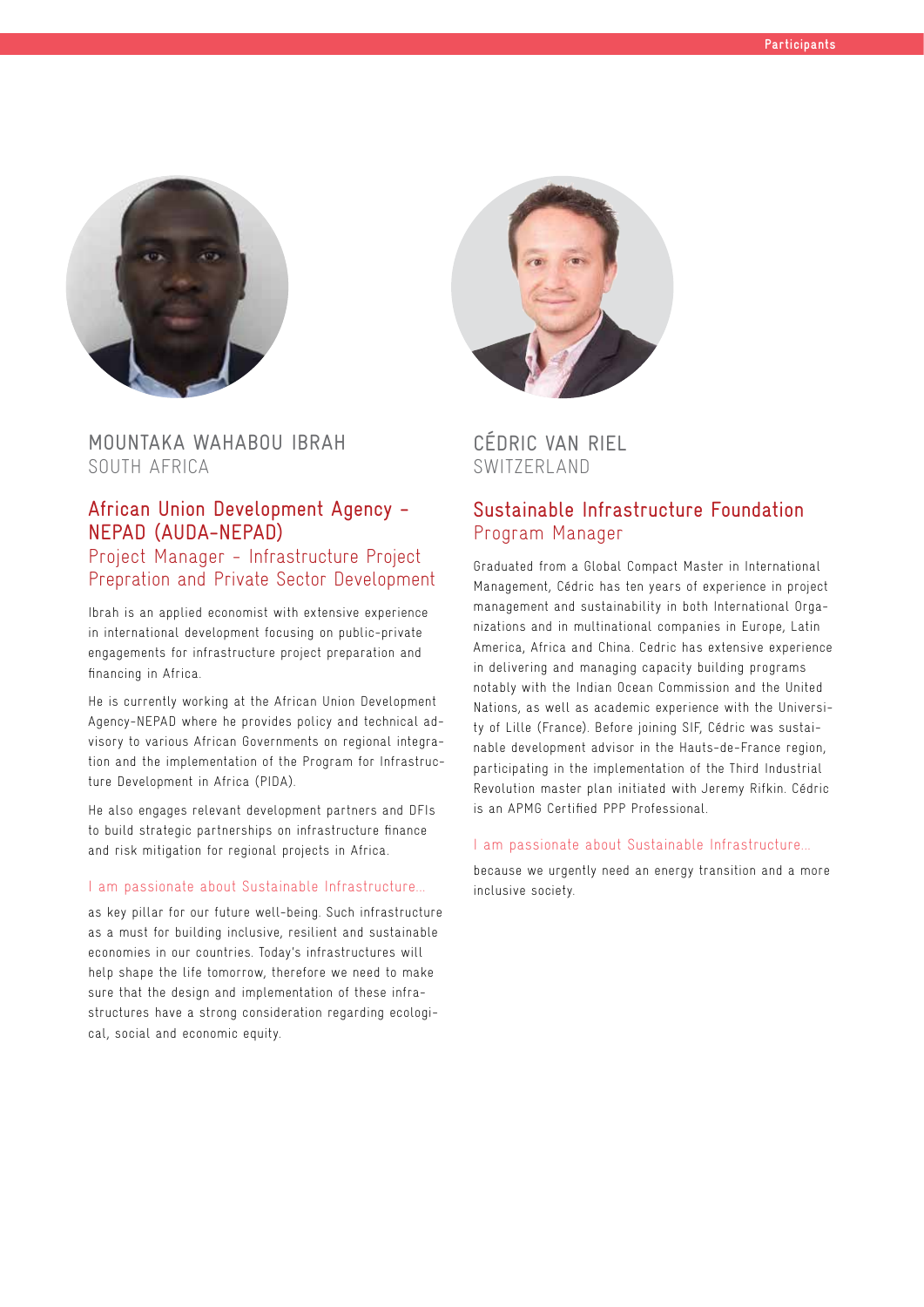## MOUNTAKA WAHABOU IBRAH
SOUTH AFRICA

### African Union Development Agency – NEPAD (AUDA-NEPAD)
Project Manager – Infrastructure Project Prepration and Private Sector Development

Ibrah is an applied economist with extensive experience in international development focusing on public-private engagements for infrastructure project preparation and financing in Africa.

He is currently working at the African Union Development Agency-NEPAD where he provides policy and technical advisory to various African Governments on regional integration and the implementation of the Program for Infrastructure Development in Africa (PIDA).

He also engages relevant development partners and DFIs to build strategic partnerships on infrastructure finance and risk mitigation for regional projects in Africa.

I am passionate about Sustainable Infrastructure…

as key pillar for our future well-being. Such infrastructure as a must for building inclusive, resilient and sustainable economies in our countries. Today's infrastructures will help shape the life tomorrow, therefore we need to make sure that the design and implementation of these infrastructures have a strong consideration regarding ecological, social and economic equity.

## CÉDRIC VAN RIEL
SWITZERLAND

### Sustainable Infrastructure Foundation
Program Manager

Graduated from a Global Compact Master in International Management, Cédric has ten years of experience in project management and sustainability in both International Organizations and in multinational companies in Europe, Latin America, Africa and China. Cedric has extensive experience in delivering and managing capacity building programs notably with the Indian Ocean Commission and the United Nations, as well as academic experience with the University of Lille (France). Before joining SIF, Cédric was sustainable development advisor in the Hauts-de-France region, participating in the implementation of the Third Industrial Revolution master plan initiated with Jeremy Rifkin. Cédric is an APMG Certified PPP Professional.

I am passionate about Sustainable Infrastructure…

because we urgently need an energy transition and a more inclusive society.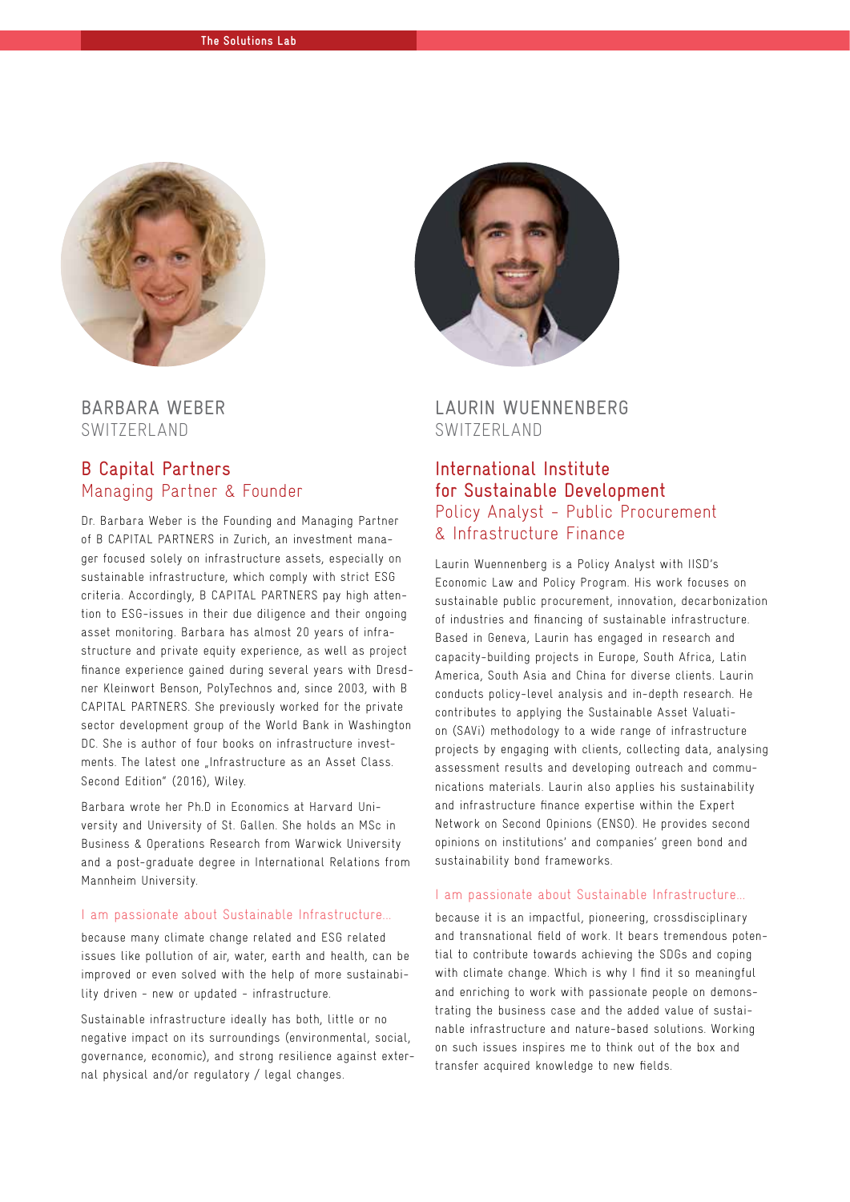## BARBARA WEBER
SWITZERLAND

### B Capital Partners
Managing Partner & Founder

Dr. Barbara Weber is the Founding and Managing Partner of B CAPITAL PARTNERS in Zurich, an investment manager focused solely on infrastructure assets, especially on sustainable infrastructure, which comply with strict ESG criteria. Accordingly, B CAPITAL PARTNERS pay high attention to ESG-issues in their due diligence and their ongoing asset monitoring. Barbara has almost 20 years of infrastructure and private equity experience, as well as project finance experience gained during several years with Dresdner Kleinwort Benson, PolyTechnos and, since 2003, with B CAPITAL PARTNERS. She previously worked for the private sector development group of the World Bank in Washington DC. She is author of four books on infrastructure investments. The latest one „Infrastructure as an Asset Class. Second Edition" (2016), Wiley.

Barbara wrote her Ph.D in Economics at Harvard University and University of St. Gallen. She holds an MSc in Business & Operations Research from Warwick University and a post-graduate degree in International Relations from Mannheim University.

I am passionate about Sustainable Infrastructure...

because many climate change related and ESG related issues like pollution of air, water, earth and health, can be improved or even solved with the help of more sustainability driven - new or updated - infrastructure.

Sustainable infrastructure ideally has both, little or no negative impact on its surroundings (environmental, social, governance, economic), and strong resilience against external physical and/or regulatory / legal changes.

## LAURIN WUENNENBERG
SWITZERLAND

### International Institute for Sustainable Development
Policy Analyst - Public Procurement & Infrastructure Finance

Laurin Wuennenberg is a Policy Analyst with IISD's Economic Law and Policy Program. His work focuses on sustainable public procurement, innovation, decarbonization of industries and financing of sustainable infrastructure. Based in Geneva, Laurin has engaged in research and capacity-building projects in Europe, South Africa, Latin America, South Asia and China for diverse clients. Laurin conducts policy-level analysis and in-depth research. He contributes to applying the Sustainable Asset Valuation (SAVi) methodology to a wide range of infrastructure projects by engaging with clients, collecting data, analysing assessment results and developing outreach and communications materials. Laurin also applies his sustainability and infrastructure finance expertise within the Expert Network on Second Opinions (ENSO). He provides second opinions on institutions' and companies' green bond and sustainability bond frameworks.

I am passionate about Sustainable Infrastructure...

because it is an impactful, pioneering, crossdisciplinary and transnational field of work. It bears tremendous potential to contribute towards achieving the SDGs and coping with climate change. Which is why I find it so meaningful and enriching to work with passionate people on demonstrating the business case and the added value of sustainable infrastructure and nature-based solutions. Working on such issues inspires me to think out of the box and transfer acquired knowledge to new fields.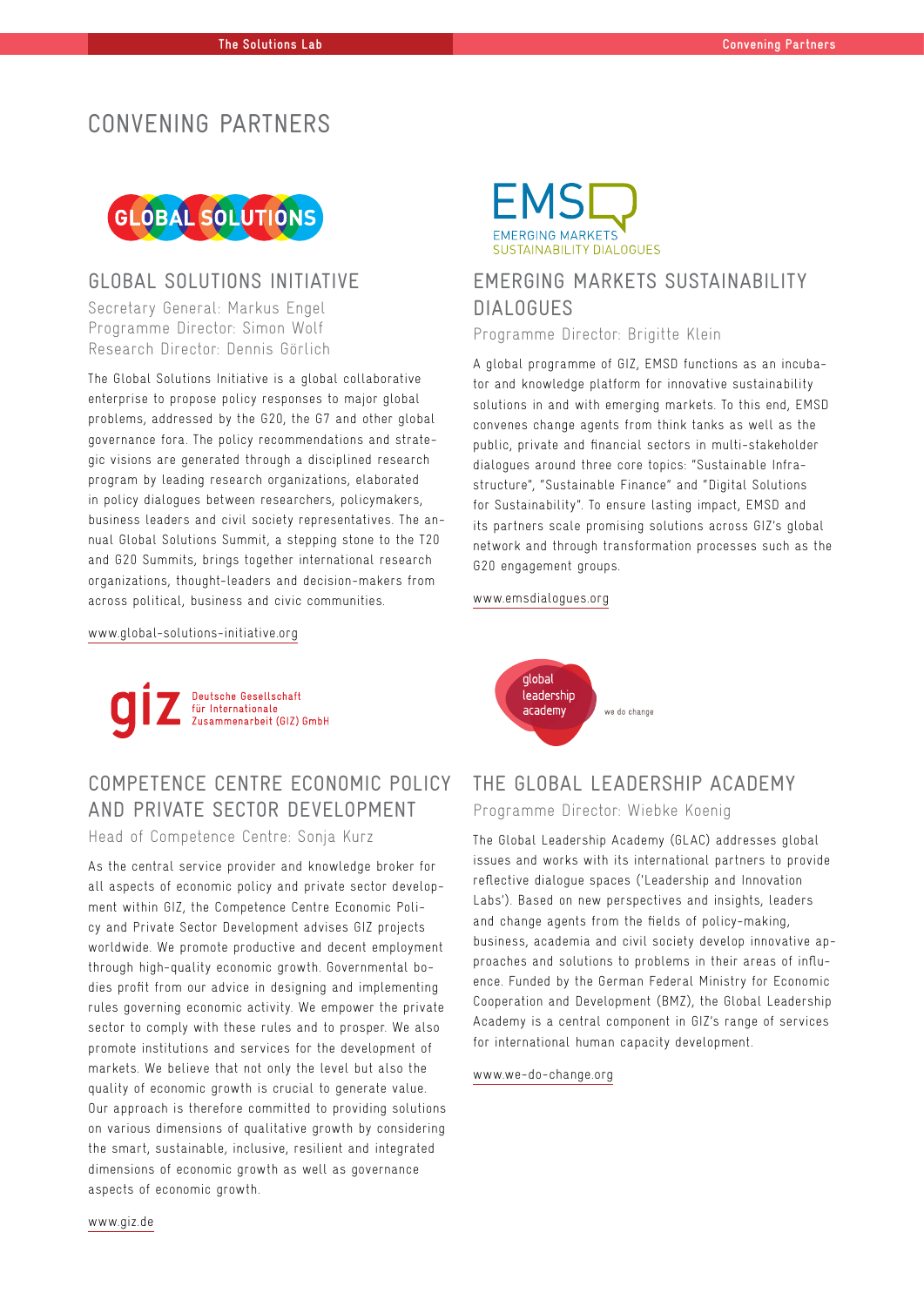# CONVENING PARTNERS

## GLOBAL SOLUTIONS INITIATIVE

Secretary General: Markus Engel
Programme Director: Simon Wolf
Research Director: Dennis Görlich

The Global Solutions Initiative is a global collaborative enterprise to propose policy responses to major global problems, addressed by the G20, the G7 and other global governance fora. The policy recommendations and strategic visions are generated through a disciplined research program by leading research organizations, elaborated in policy dialogues between researchers, policymakers, business leaders and civil society representatives. The annual Global Solutions Summit, a stepping stone to the T20 and G20 Summits, brings together international research organizations, thought-leaders and decision-makers from across political, business and civic communities.

www.global-solutions-initiative.org

## COMPETENCE CENTRE ECONOMIC POLICY AND PRIVATE SECTOR DEVELOPMENT

Head of Competence Centre: Sonja Kurz

As the central service provider and knowledge broker for all aspects of economic policy and private sector development within GIZ, the Competence Centre Economic Policy and Private Sector Development advises GIZ projects worldwide. We promote productive and decent employment through high-quality economic growth. Governmental bodies profit from our advice in designing and implementing rules governing economic activity. We empower the private sector to comply with these rules and to prosper. We also promote institutions and services for the development of markets. We believe that not only the level but also the quality of economic growth is crucial to generate value. Our approach is therefore committed to providing solutions on various dimensions of qualitative growth by considering the smart, sustainable, inclusive, resilient and integrated dimensions of economic growth as well as governance aspects of economic growth.

www.giz.de

## EMERGING MARKETS SUSTAINABILITY DIALOGUES

Programme Director: Brigitte Klein

A global programme of GIZ, EMSD functions as an incubator and knowledge platform for innovative sustainability solutions in and with emerging markets. To this end, EMSD convenes change agents from think tanks as well as the public, private and financial sectors in multi-stakeholder dialogues around three core topics: "Sustainable Infrastructure", "Sustainable Finance" and "Digital Solutions for Sustainability". To ensure lasting impact, EMSD and its partners scale promising solutions across GIZ's global network and through transformation processes such as the G20 engagement groups.

www.emsdialogues.org

## THE GLOBAL LEADERSHIP ACADEMY

Programme Director: Wiebke Koenig

The Global Leadership Academy (GLAC) addresses global issues and works with its international partners to provide reflective dialogue spaces ('Leadership and Innovation Labs'). Based on new perspectives and insights, leaders and change agents from the fields of policy-making, business, academia and civil society develop innovative approaches and solutions to problems in their areas of influence. Funded by the German Federal Ministry for Economic Cooperation and Development (BMZ), the Global Leadership Academy is a central component in GIZ's range of services for international human capacity development.

www.we-do-change.org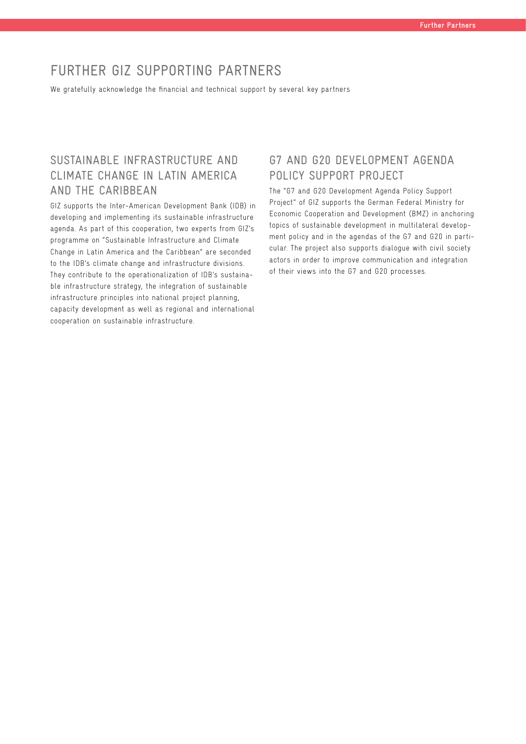# FURTHER GIZ SUPPORTING PARTNERS

We gratefully acknowledge the financial and technical support by several key partners

## SUSTAINABLE INFRASTRUCTURE AND CLIMATE CHANGE IN LATIN AMERICA AND THE CARIBBEAN

GIZ supports the Inter-American Development Bank (IDB) in developing and implementing its sustainable infrastructure agenda. As part of this cooperation, two experts from GIZ's programme on "Sustainable Infrastructure and Climate Change in Latin America and the Caribbean" are seconded to the IDB's climate change and infrastructure divisions. They contribute to the operationalization of IDB's sustainable infrastructure strategy, the integration of sustainable infrastructure principles into national project planning, capacity development as well as regional and international cooperation on sustainable infrastructure.

## G7 AND G20 DEVELOPMENT AGENDA POLICY SUPPORT PROJECT

The "G7 and G20 Development Agenda Policy Support Project" of GIZ supports the German Federal Ministry for Economic Cooperation and Development (BMZ) in anchoring topics of sustainable development in multilateral development policy and in the agendas of the G7 and G20 in particular. The project also supports dialogue with civil society actors in order to improve communication and integration of their views into the G7 and G20 processes.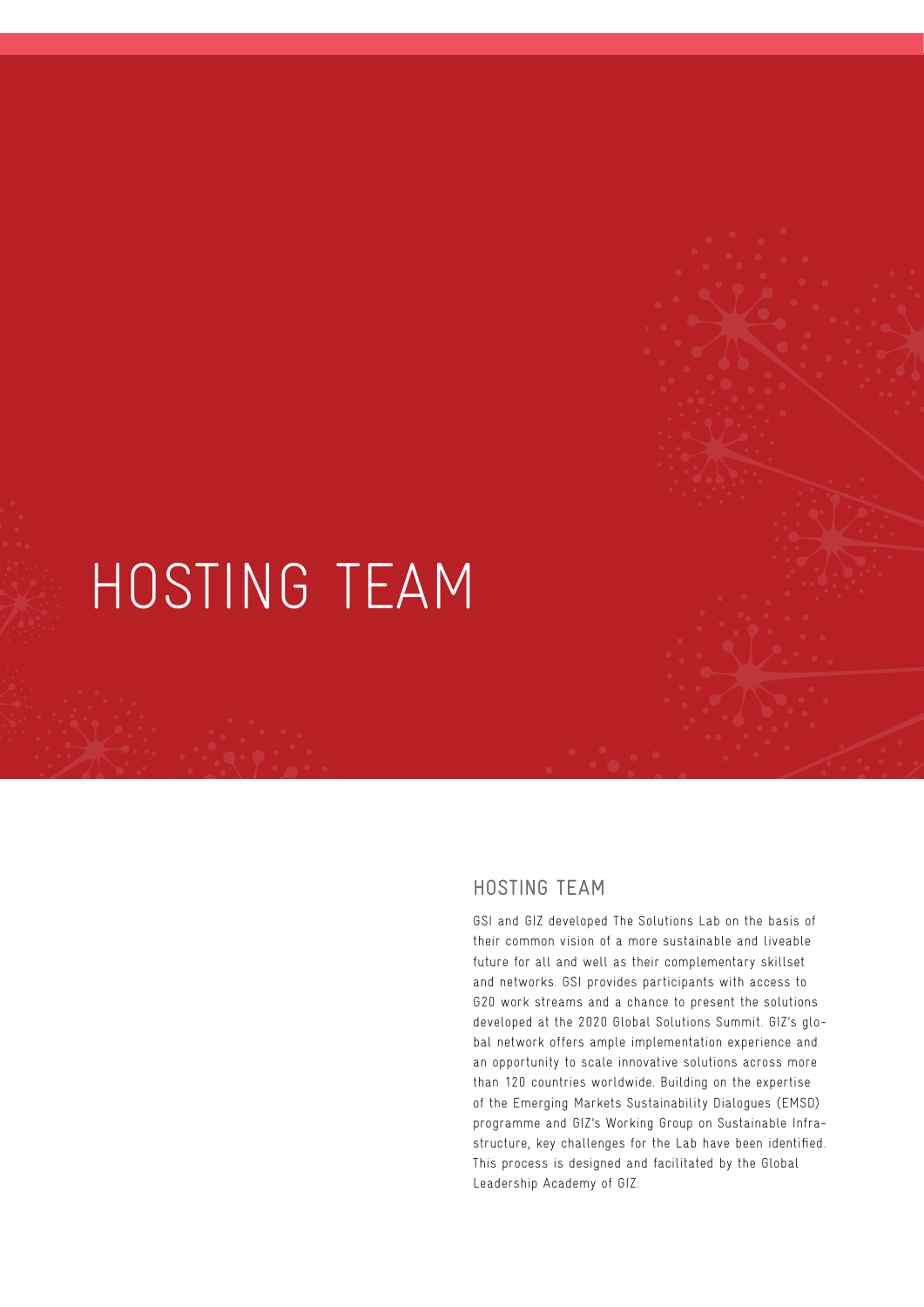# HOSTING TEAM

## HOSTING TEAM

GSI and GIZ developed The Solutions Lab on the basis of their common vision of a more sustainable and liveable future for all and well as their complementary skillset and networks. GSI provides participants with access to G20 work streams and a chance to present the solutions developed at the 2020 Global Solutions Summit. GIZ's global network offers ample implementation experience and an opportunity to scale innovative solutions across more than 120 countries worldwide. Building on the expertise of the Emerging Markets Sustainability Dialogues (EMSD) programme and GIZ's Working Group on Sustainable Infrastructure, key challenges for the Lab have been identified. This process is designed and facilitated by the Global Leadership Academy of GIZ.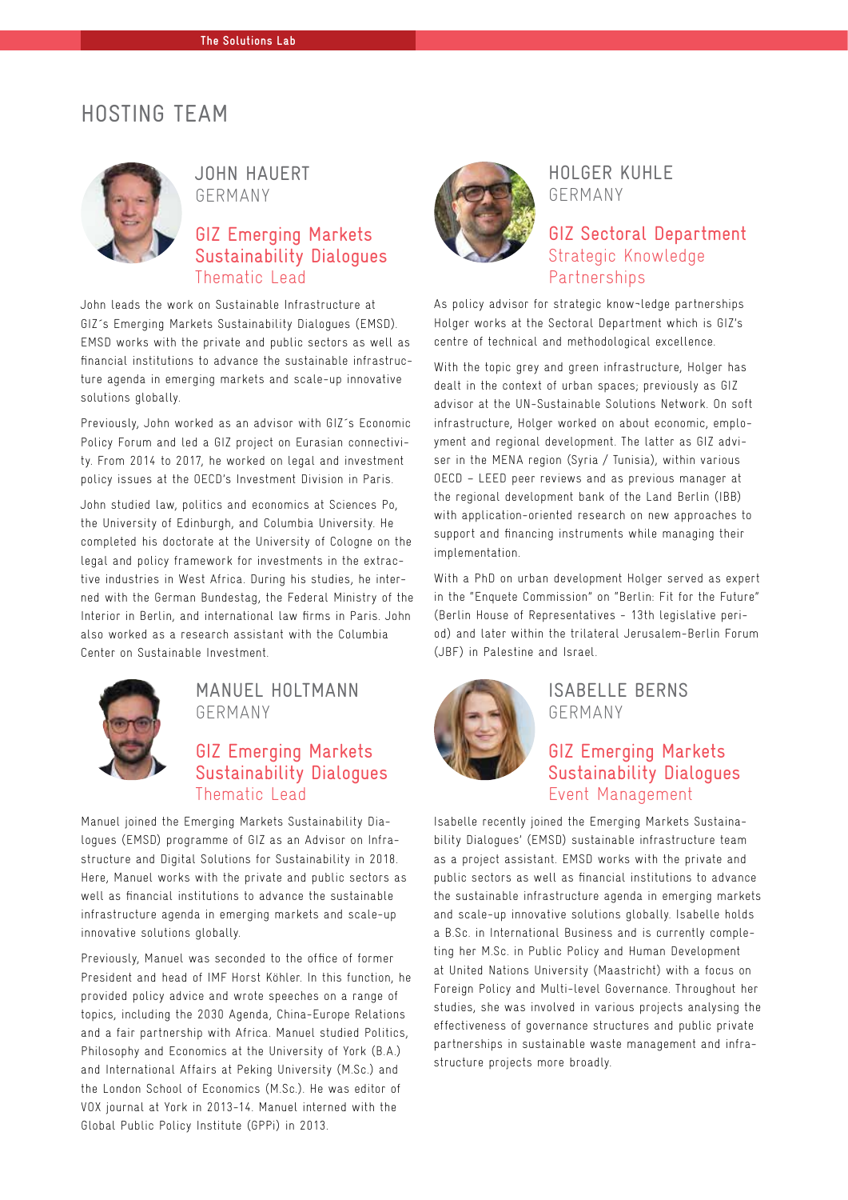# HOSTING TEAM

## JOHN HAUERT
GERMANY

### GIZ Emerging Markets Sustainability Dialogues
Thematic Lead

John leads the work on Sustainable Infrastructure at GIZ´s Emerging Markets Sustainability Dialogues (EMSD). EMSD works with the private and public sectors as well as financial institutions to advance the sustainable infrastructure agenda in emerging markets and scale-up innovative solutions globally.

Previously, John worked as an advisor with GIZ´s Economic Policy Forum and led a GIZ project on Eurasian connectivity. From 2014 to 2017, he worked on legal and investment policy issues at the OECD's Investment Division in Paris.

John studied law, politics and economics at Sciences Po, the University of Edinburgh, and Columbia University. He completed his doctorate at the University of Cologne on the legal and policy framework for investments in the extractive industries in West Africa. During his studies, he interned with the German Bundestag, the Federal Ministry of the Interior in Berlin, and international law firms in Paris. John also worked as a research assistant with the Columbia Center on Sustainable Investment.

## MANUEL HOLTMANN
GERMANY

### GIZ Emerging Markets Sustainability Dialogues
Thematic Lead

Manuel joined the Emerging Markets Sustainability Dialogues (EMSD) programme of GIZ as an Advisor on Infrastructure and Digital Solutions for Sustainability in 2018. Here, Manuel works with the private and public sectors as well as financial institutions to advance the sustainable infrastructure agenda in emerging markets and scale-up innovative solutions globally.

Previously, Manuel was seconded to the office of former President and head of IMF Horst Köhler. In this function, he provided policy advice and wrote speeches on a range of topics, including the 2030 Agenda, China-Europe Relations and a fair partnership with Africa. Manuel studied Politics, Philosophy and Economics at the University of York (B.A.) and International Affairs at Peking University (M.Sc.) and the London School of Economics (M.Sc.). He was editor of VOX journal at York in 2013-14. Manuel interned with the Global Public Policy Institute (GPPi) in 2013.

## HOLGER KUHLE
GERMANY

### GIZ Sectoral Department
Strategic Knowledge Partnerships

As policy advisor for strategic know-ledge partnerships Holger works at the Sectoral Department which is GIZ's centre of technical and methodological excellence.

With the topic grey and green infrastructure, Holger has dealt in the context of urban spaces; previously as GIZ advisor at the UN-Sustainable Solutions Network. On soft infrastructure, Holger worked on about economic, employment and regional development. The latter as GIZ adviser in the MENA region (Syria / Tunisia), within various OECD – LEED peer reviews and as previous manager at the regional development bank of the Land Berlin (IBB) with application-oriented research on new approaches to support and financing instruments while managing their implementation.

With a PhD on urban development Holger served as expert in the "Enquete Commission" on "Berlin: Fit for the Future" (Berlin House of Representatives - 13th legislative period) and later within the trilateral Jerusalem-Berlin Forum (JBF) in Palestine and Israel.

## ISABELLE BERNS
GERMANY

### GIZ Emerging Markets Sustainability Dialogues
Event Management

Isabelle recently joined the Emerging Markets Sustainability Dialogues' (EMSD) sustainable infrastructure team as a project assistant. EMSD works with the private and public sectors as well as financial institutions to advance the sustainable infrastructure agenda in emerging markets and scale-up innovative solutions globally. Isabelle holds a B.Sc. in International Business and is currently completing her M.Sc. in Public Policy and Human Development at United Nations University (Maastricht) with a focus on Foreign Policy and Multi-level Governance. Throughout her studies, she was involved in various projects analysing the effectiveness of governance structures and public private partnerships in sustainable waste management and infrastructure projects more broadly.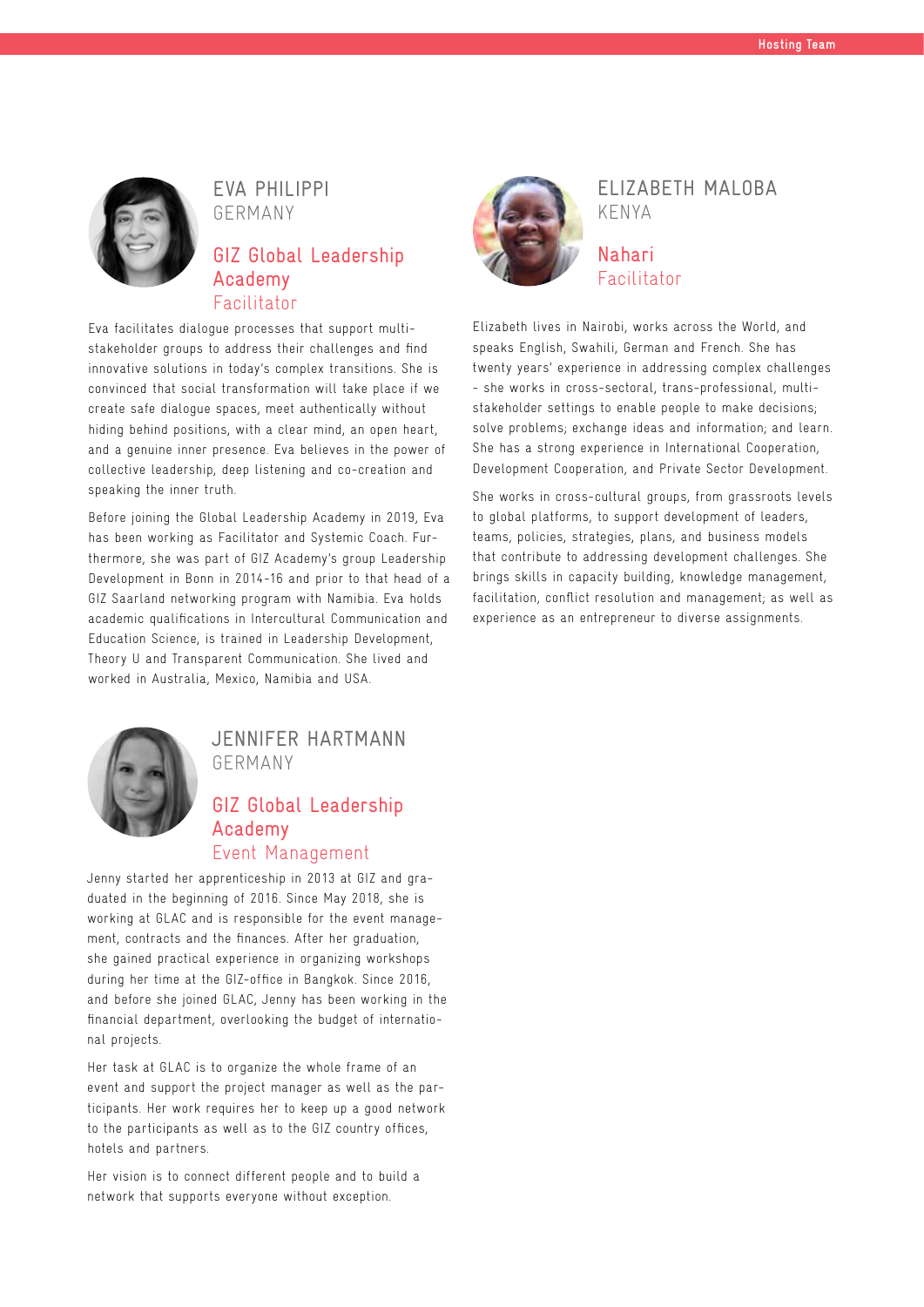## EVA PHILIPPI
GERMANY

### GIZ Global Leadership Academy
Facilitator

Eva facilitates dialogue processes that support multi-stakeholder groups to address their challenges and find innovative solutions in today's complex transitions. She is convinced that social transformation will take place if we create safe dialogue spaces, meet authentically without hiding behind positions, with a clear mind, an open heart, and a genuine inner presence. Eva believes in the power of collective leadership, deep listening and co-creation and speaking the inner truth.

Before joining the Global Leadership Academy in 2019, Eva has been working as Facilitator and Systemic Coach. Furthermore, she was part of GIZ Academy's group Leadership Development in Bonn in 2014-16 and prior to that head of a GIZ Saarland networking program with Namibia. Eva holds academic qualifications in Intercultural Communication and Education Science, is trained in Leadership Development, Theory U and Transparent Communication. She lived and worked in Australia, Mexico, Namibia and USA.

## ELIZABETH MALOBA
KENYA

### Nahari
Facilitator

Elizabeth lives in Nairobi, works across the World, and speaks English, Swahili, German and French. She has twenty years' experience in addressing complex challenges – she works in cross-sectoral, trans-professional, multi-stakeholder settings to enable people to make decisions; solve problems; exchange ideas and information; and learn. She has a strong experience in International Cooperation, Development Cooperation, and Private Sector Development.

She works in cross-cultural groups, from grassroots levels to global platforms, to support development of leaders, teams, policies, strategies, plans, and business models that contribute to addressing development challenges. She brings skills in capacity building, knowledge management, facilitation, conflict resolution and management; as well as experience as an entrepreneur to diverse assignments.

## JENNIFER HARTMANN
GERMANY

### GIZ Global Leadership Academy
Event Management

Jenny started her apprenticeship in 2013 at GIZ and graduated in the beginning of 2016. Since May 2018, she is working at GLAC and is responsible for the event management, contracts and the finances. After her graduation, she gained practical experience in organizing workshops during her time at the GIZ-office in Bangkok. Since 2016, and before she joined GLAC, Jenny has been working in the financial department, overlooking the budget of international projects.

Her task at GLAC is to organize the whole frame of an event and support the project manager as well as the participants. Her work requires her to keep up a good network to the participants as well as to the GIZ country offices, hotels and partners.

Her vision is to connect different people and to build a network that supports everyone without exception.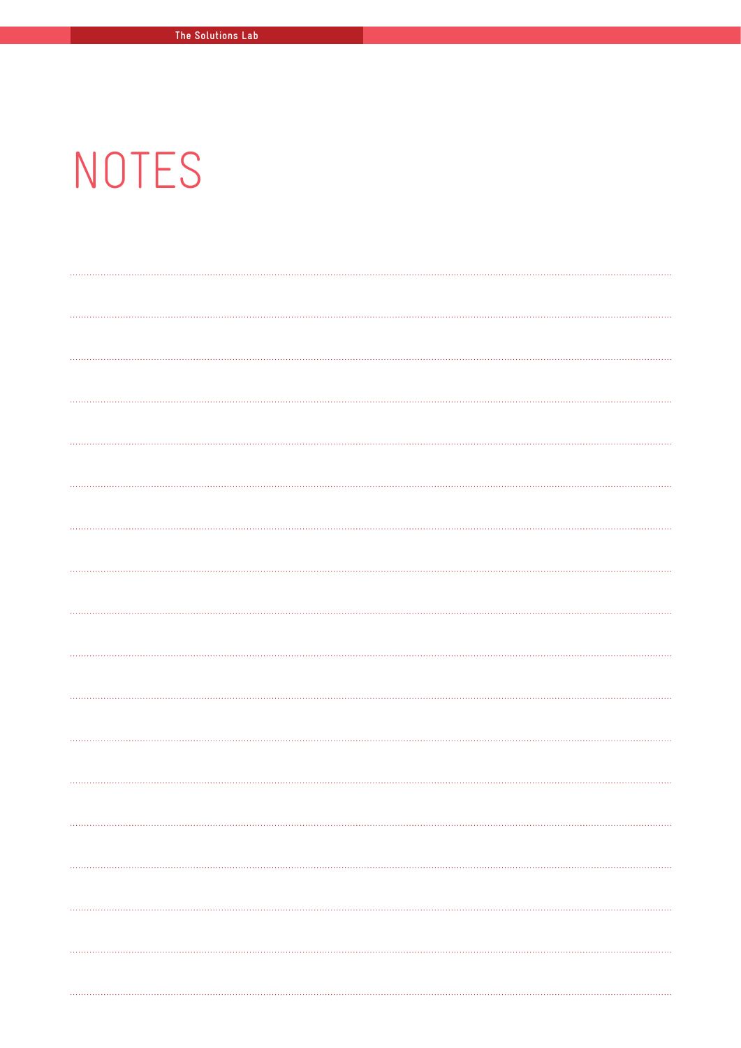# NOTES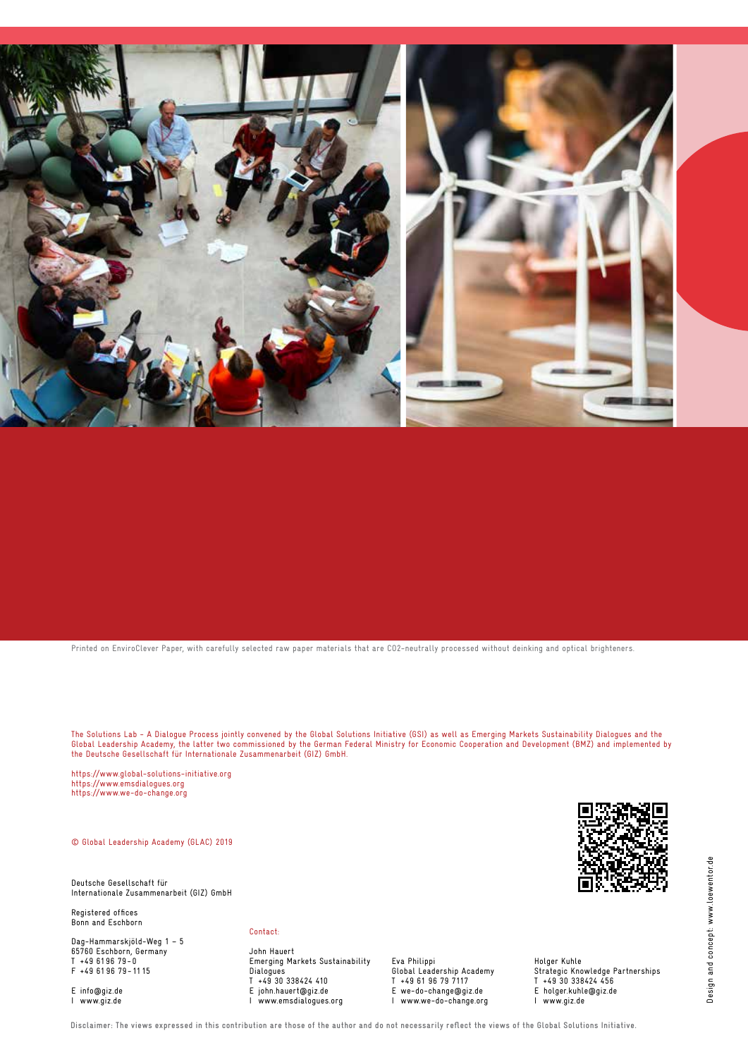Printed on EnviroClever Paper, with carefully selected raw paper materials that are CO2-neutrally processed without deinking and optical brighteners.

The Solutions Lab – A Dialogue Process jointly convened by the Global Solutions Initiative (GSI) as well as Emerging Markets Sustainability Dialogues and the Global Leadership Academy, the latter two commissioned by the German Federal Ministry for Economic Cooperation and Development (BMZ) and implemented by the Deutsche Gesellschaft für Internationale Zusammenarbeit (GIZ) GmbH.

https://www.global-solutions-initiative.org
https://www.emsdialogues.org
https://www.we-do-change.org

© Global Leadership Academy (GLAC) 2019

Deutsche Gesellschaft für
Internationale Zusammenarbeit (GIZ) GmbH

Registered offices
Bonn and Eschborn

Dag-Hammarskjöld-Weg 1 – 5
65760 Eschborn, Germany
T +49 61 96 79 - 0
F +49 61 96 79 - 11 15

E info@giz.de
I www.giz.de

Contact:

John Hauert
Emerging Markets Sustainability Dialogues
T +49 30 338424 410
E john.hauert@giz.de
I www.emsdialogues.org

Eva Philippi
Global Leadership Academy
T +49 61 96 79 7117
E we-do-change@giz.de
I www.we-do-change.org

Holger Kuhle
Strategic Knowledge Partnerships
T +49 30 338424 456
E holger.kuhle@giz.de
I www.giz.de

Design and concept: www.loewentor.de

Disclaimer: The views expressed in this contribution are those of the author and do not necessarily reflect the views of the Global Solutions Initiative.